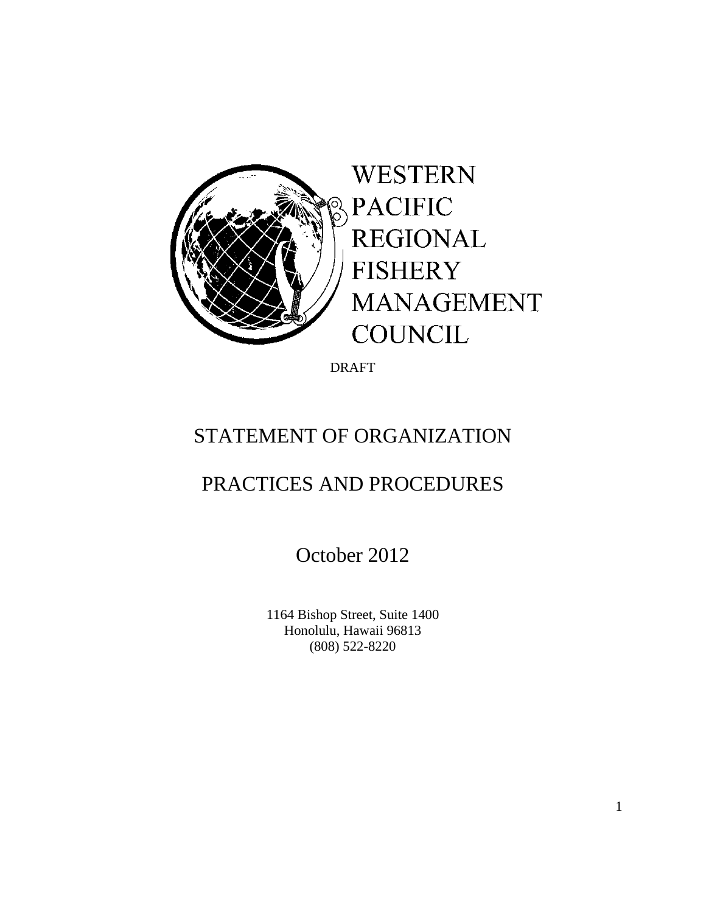WESTERN
PACIFIC
REGIONAL
FISHERY
MANAGEMENT
COUNCIL

DRAFT

# STATEMENT OF ORGANIZATION

# PRACTICES AND PROCEDURES

## October 2012

1164 Bishop Street, Suite 1400
Honolulu, Hawaii 96813
(808) 522-8220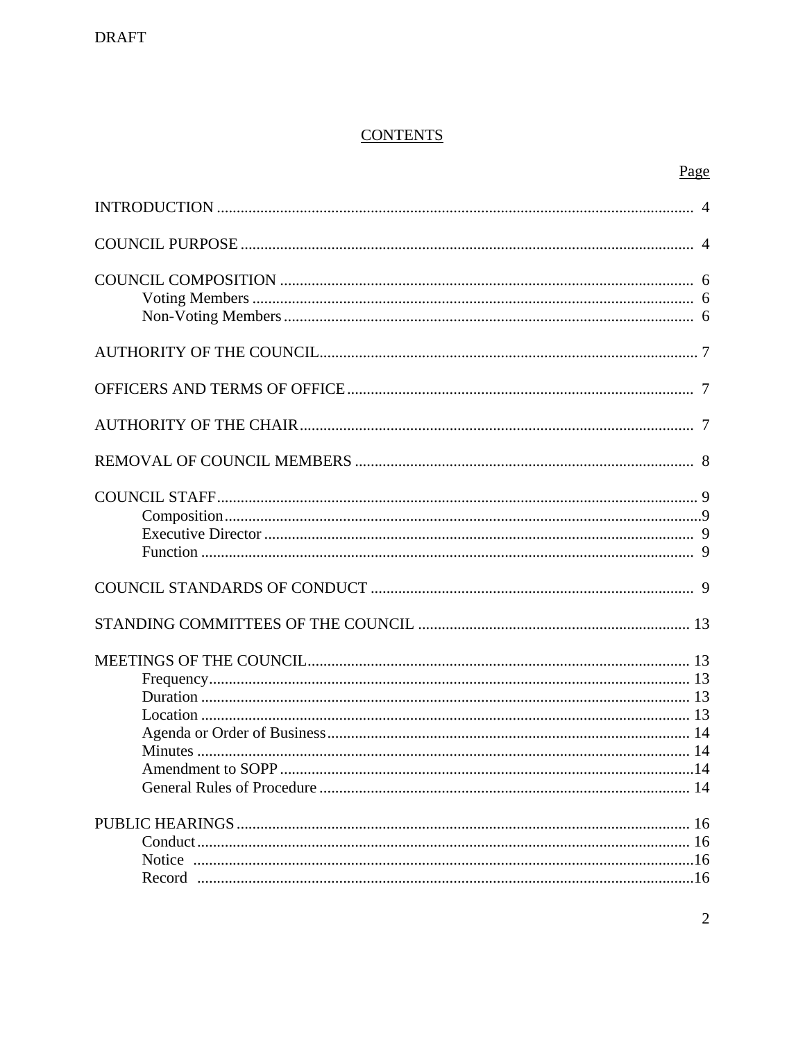DRAFT

## CONTENTS

| | Page |
|---|---|
| INTRODUCTION | 4 |
| COUNCIL PURPOSE | 4 |
| COUNCIL COMPOSITION | 6 |
| Voting Members | 6 |
| Non-Voting Members | 6 |
| AUTHORITY OF THE COUNCIL | 7 |
| OFFICERS AND TERMS OF OFFICE | 7 |
| AUTHORITY OF THE CHAIR | 7 |
| REMOVAL OF COUNCIL MEMBERS | 8 |
| COUNCIL STAFF | 9 |
| Composition | 9 |
| Executive Director | 9 |
| Function | 9 |
| COUNCIL STANDARDS OF CONDUCT | 9 |
| STANDING COMMITTEES OF THE COUNCIL | 13 |
| MEETINGS OF THE COUNCIL | 13 |
| Frequency | 13 |
| Duration | 13 |
| Location | 13 |
| Agenda or Order of Business | 14 |
| Minutes | 14 |
| Amendment to SOPP | 14 |
| General Rules of Procedure | 14 |
| PUBLIC HEARINGS | 16 |
| Conduct | 16 |
| Notice | 16 |
| Record | 16 |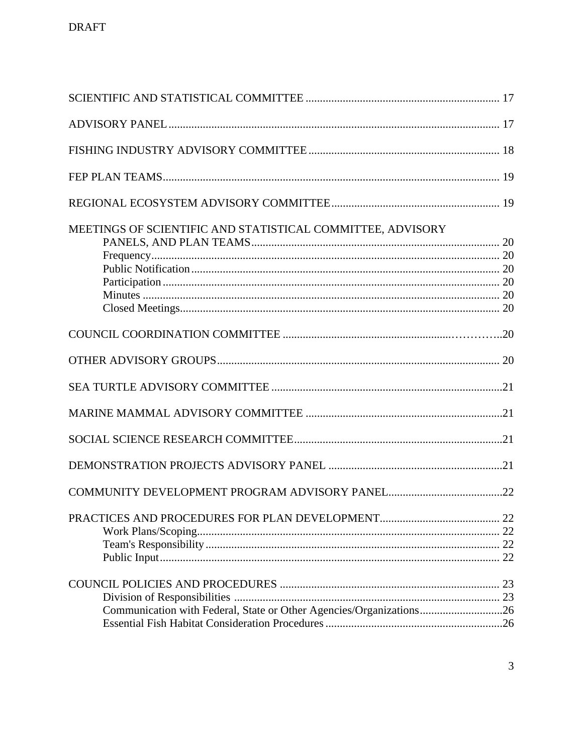SCIENTIFIC AND STATISTICAL COMMITTEE .................................................................... 17

ADVISORY PANEL .................................................................................................................. 17

FISHING INDUSTRY ADVISORY COMMITTEE .................................................................. 18

FEP PLAN TEAMS ................................................................................................................... 19

REGIONAL ECOSYSTEM ADVISORY COMMITTEE .......................................................... 19

MEETINGS OF SCIENTIFIC AND STATISTICAL COMMITTEE, ADVISORY PANELS, AND PLAN TEAMS ...................................................................................... 20
- Frequency ........................................................................................................................ 20
- Public Notification ........................................................................................................... 20
- Participation ..................................................................................................................... 20
- Minutes ............................................................................................................................ 20
- Closed Meetings ............................................................................................................... 20

COUNCIL COORDINATION COMMITTEE ..........................................................................20

OTHER ADVISORY GROUPS ................................................................................................. 20

SEA TURTLE ADVISORY COMMITTEE ...............................................................................21

MARINE MAMMAL ADVISORY COMMITTEE ....................................................................21

SOCIAL SCIENCE RESEARCH COMMITTEE ........................................................................21

DEMONSTRATION PROJECTS ADVISORY PANEL ............................................................21

COMMUNITY DEVELOPMENT PROGRAM ADVISORY PANEL .......................................22

PRACTICES AND PROCEDURES FOR PLAN DEVELOPMENT ......................................... 22
- Work Plans/Scoping ......................................................................................................... 22
- Team's Responsibility ...................................................................................................... 22
- Public Input ...................................................................................................................... 22

COUNCIL POLICIES AND PROCEDURES ............................................................................ 23
- Division of Responsibilities ............................................................................................ 23
- Communication with Federal, State or Other Agencies/Organizations ............................26
- Essential Fish Habitat Consideration Procedures .............................................................26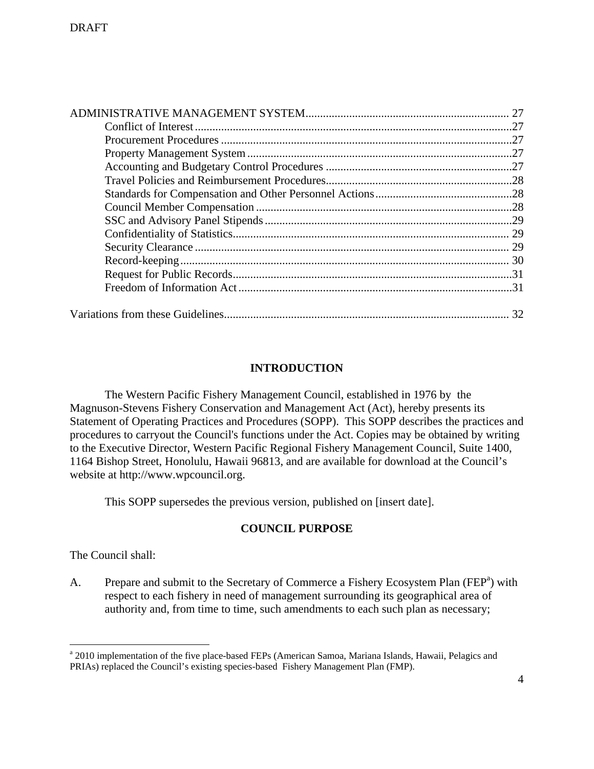ADMINISTRATIVE MANAGEMENT SYSTEM..................................................................... 27
- Conflict of Interest.............................................................................................27
- Procurement Procedures ....................................................................................27
- Property Management System...........................................................................27
- Accounting and Budgetary Control Procedures ................................................27
- Travel Policies and Reimbursement Procedures................................................28
- Standards for Compensation and Other Personnel Actions...............................28
- Council Member Compensation .......................................................................28
- SSC and Advisory Panel Stipends.....................................................................29
- Confidentiality of Statistics............................................................................... 29
- Security Clearance ............................................................................................ 29
- Record-keeping.................................................................................................. 30
- Request for Public Records...............................................................................31
- Freedom of Information Act.............................................................................31

Variations from these Guidelines................................................................................. 32

## INTRODUCTION

The Western Pacific Fishery Management Council, established in 1976 by the Magnuson-Stevens Fishery Conservation and Management Act (Act), hereby presents its Statement of Operating Practices and Procedures (SOPP). This SOPP describes the practices and procedures to carryout the Council's functions under the Act. Copies may be obtained by writing to the Executive Director, Western Pacific Regional Fishery Management Council, Suite 1400, 1164 Bishop Street, Honolulu, Hawaii 96813, and are available for download at the Council's website at http://www.wpcouncil.org.

This SOPP supersedes the previous version, published on [insert date].

## COUNCIL PURPOSE

The Council shall:

A. Prepare and submit to the Secretary of Commerce a Fishery Ecosystem Plan (FEP[a]) with respect to each fishery in need of management surrounding its geographical area of authority and, from time to time, such amendments to each such plan as necessary;

[a] 2010 implementation of the five place-based FEPs (American Samoa, Mariana Islands, Hawaii, Pelagics and PRIAs) replaced the Council's existing species-based Fishery Management Plan (FMP).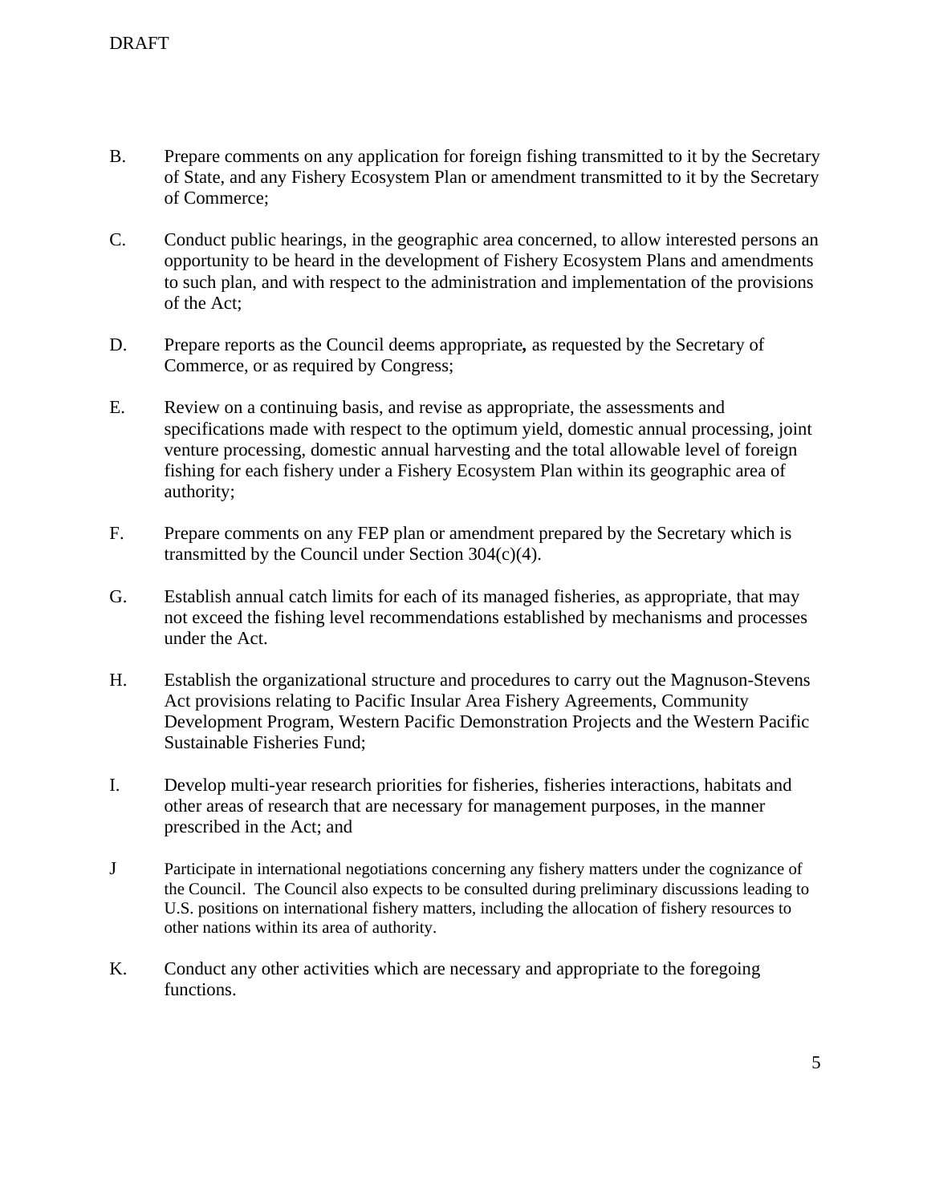B. Prepare comments on any application for foreign fishing transmitted to it by the Secretary of State, and any Fishery Ecosystem Plan or amendment transmitted to it by the Secretary of Commerce;

C. Conduct public hearings, in the geographic area concerned, to allow interested persons an opportunity to be heard in the development of Fishery Ecosystem Plans and amendments to such plan, and with respect to the administration and implementation of the provisions of the Act;

D. Prepare reports as the Council deems appropriate**,** as requested by the Secretary of Commerce, or as required by Congress;

E. Review on a continuing basis, and revise as appropriate, the assessments and specifications made with respect to the optimum yield, domestic annual processing, joint venture processing, domestic annual harvesting and the total allowable level of foreign fishing for each fishery under a Fishery Ecosystem Plan within its geographic area of authority;

F. Prepare comments on any FEP plan or amendment prepared by the Secretary which is transmitted by the Council under Section 304(c)(4).

G. Establish annual catch limits for each of its managed fisheries, as appropriate, that may not exceed the fishing level recommendations established by mechanisms and processes under the Act.

H. Establish the organizational structure and procedures to carry out the Magnuson-Stevens Act provisions relating to Pacific Insular Area Fishery Agreements, Community Development Program, Western Pacific Demonstration Projects and the Western Pacific Sustainable Fisheries Fund;

I. Develop multi-year research priorities for fisheries, fisheries interactions, habitats and other areas of research that are necessary for management purposes, in the manner prescribed in the Act; and

J Participate in international negotiations concerning any fishery matters under the cognizance of the Council. The Council also expects to be consulted during preliminary discussions leading to U.S. positions on international fishery matters, including the allocation of fishery resources to other nations within its area of authority.

K. Conduct any other activities which are necessary and appropriate to the foregoing functions.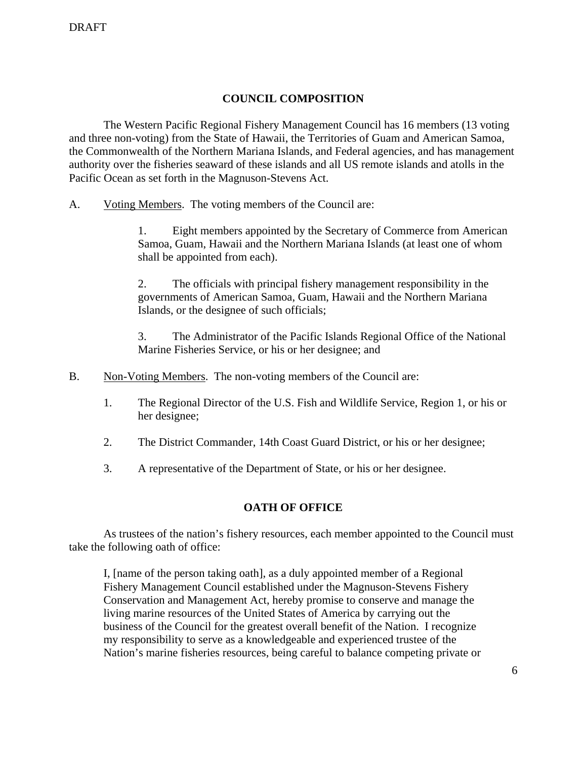DRAFT

## COUNCIL COMPOSITION

The Western Pacific Regional Fishery Management Council has 16 members (13 voting and three non-voting) from the State of Hawaii, the Territories of Guam and American Samoa, the Commonwealth of the Northern Mariana Islands, and Federal agencies, and has management authority over the fisheries seaward of these islands and all US remote islands and atolls in the Pacific Ocean as set forth in the Magnuson-Stevens Act.

A. Voting Members. The voting members of the Council are:

1. Eight members appointed by the Secretary of Commerce from American Samoa, Guam, Hawaii and the Northern Mariana Islands (at least one of whom shall be appointed from each).

2. The officials with principal fishery management responsibility in the governments of American Samoa, Guam, Hawaii and the Northern Mariana Islands, or the designee of such officials;

3. The Administrator of the Pacific Islands Regional Office of the National Marine Fisheries Service, or his or her designee; and

B. Non-Voting Members. The non-voting members of the Council are:

1. The Regional Director of the U.S. Fish and Wildlife Service, Region 1, or his or her designee;

2. The District Commander, 14th Coast Guard District, or his or her designee;

3. A representative of the Department of State, or his or her designee.

## OATH OF OFFICE

As trustees of the nation's fishery resources, each member appointed to the Council must take the following oath of office:

> I, [name of the person taking oath], as a duly appointed member of a Regional Fishery Management Council established under the Magnuson-Stevens Fishery Conservation and Management Act, hereby promise to conserve and manage the living marine resources of the United States of America by carrying out the business of the Council for the greatest overall benefit of the Nation. I recognize my responsibility to serve as a knowledgeable and experienced trustee of the Nation's marine fisheries resources, being careful to balance competing private or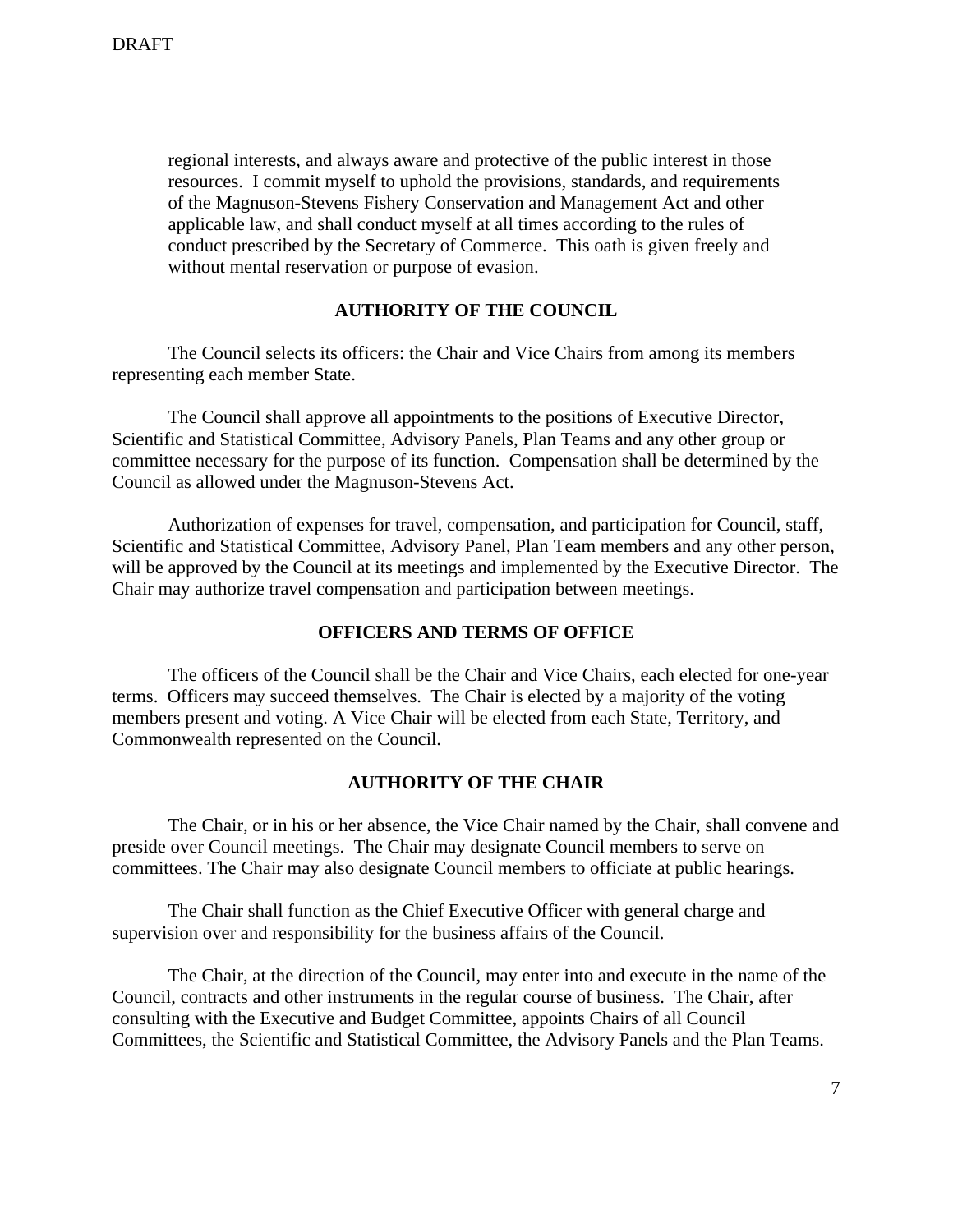regional interests, and always aware and protective of the public interest in those resources. I commit myself to uphold the provisions, standards, and requirements of the Magnuson-Stevens Fishery Conservation and Management Act and other applicable law, and shall conduct myself at all times according to the rules of conduct prescribed by the Secretary of Commerce. This oath is given freely and without mental reservation or purpose of evasion.

## AUTHORITY OF THE COUNCIL

The Council selects its officers: the Chair and Vice Chairs from among its members representing each member State.

The Council shall approve all appointments to the positions of Executive Director, Scientific and Statistical Committee, Advisory Panels, Plan Teams and any other group or committee necessary for the purpose of its function. Compensation shall be determined by the Council as allowed under the Magnuson-Stevens Act.

Authorization of expenses for travel, compensation, and participation for Council, staff, Scientific and Statistical Committee, Advisory Panel, Plan Team members and any other person, will be approved by the Council at its meetings and implemented by the Executive Director. The Chair may authorize travel compensation and participation between meetings.

## OFFICERS AND TERMS OF OFFICE

The officers of the Council shall be the Chair and Vice Chairs, each elected for one-year terms. Officers may succeed themselves. The Chair is elected by a majority of the voting members present and voting. A Vice Chair will be elected from each State, Territory, and Commonwealth represented on the Council.

## AUTHORITY OF THE CHAIR

The Chair, or in his or her absence, the Vice Chair named by the Chair, shall convene and preside over Council meetings. The Chair may designate Council members to serve on committees. The Chair may also designate Council members to officiate at public hearings.

The Chair shall function as the Chief Executive Officer with general charge and supervision over and responsibility for the business affairs of the Council.

The Chair, at the direction of the Council, may enter into and execute in the name of the Council, contracts and other instruments in the regular course of business. The Chair, after consulting with the Executive and Budget Committee, appoints Chairs of all Council Committees, the Scientific and Statistical Committee, the Advisory Panels and the Plan Teams.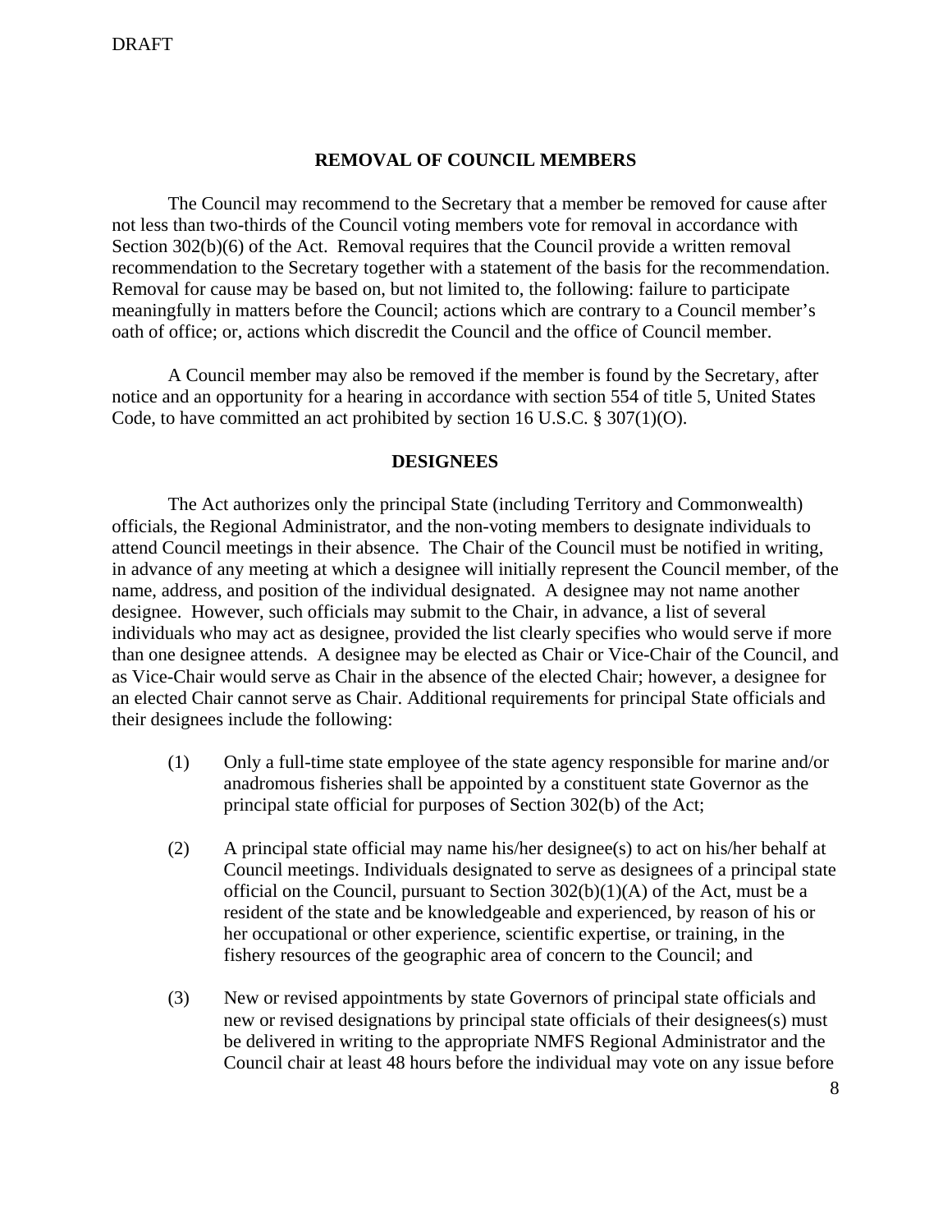## REMOVAL OF COUNCIL MEMBERS

The Council may recommend to the Secretary that a member be removed for cause after not less than two-thirds of the Council voting members vote for removal in accordance with Section 302(b)(6) of the Act. Removal requires that the Council provide a written removal recommendation to the Secretary together with a statement of the basis for the recommendation. Removal for cause may be based on, but not limited to, the following: failure to participate meaningfully in matters before the Council; actions which are contrary to a Council member's oath of office; or, actions which discredit the Council and the office of Council member.

A Council member may also be removed if the member is found by the Secretary, after notice and an opportunity for a hearing in accordance with section 554 of title 5, United States Code, to have committed an act prohibited by section 16 U.S.C. § 307(1)(O).

## DESIGNEES

The Act authorizes only the principal State (including Territory and Commonwealth) officials, the Regional Administrator, and the non-voting members to designate individuals to attend Council meetings in their absence. The Chair of the Council must be notified in writing, in advance of any meeting at which a designee will initially represent the Council member, of the name, address, and position of the individual designated. A designee may not name another designee. However, such officials may submit to the Chair, in advance, a list of several individuals who may act as designee, provided the list clearly specifies who would serve if more than one designee attends. A designee may be elected as Chair or Vice-Chair of the Council, and as Vice-Chair would serve as Chair in the absence of the elected Chair; however, a designee for an elected Chair cannot serve as Chair. Additional requirements for principal State officials and their designees include the following:

(1) Only a full-time state employee of the state agency responsible for marine and/or anadromous fisheries shall be appointed by a constituent state Governor as the principal state official for purposes of Section 302(b) of the Act;

(2) A principal state official may name his/her designee(s) to act on his/her behalf at Council meetings. Individuals designated to serve as designees of a principal state official on the Council, pursuant to Section 302(b)(1)(A) of the Act, must be a resident of the state and be knowledgeable and experienced, by reason of his or her occupational or other experience, scientific expertise, or training, in the fishery resources of the geographic area of concern to the Council; and

(3) New or revised appointments by state Governors of principal state officials and new or revised designations by principal state officials of their designees(s) must be delivered in writing to the appropriate NMFS Regional Administrator and the Council chair at least 48 hours before the individual may vote on any issue before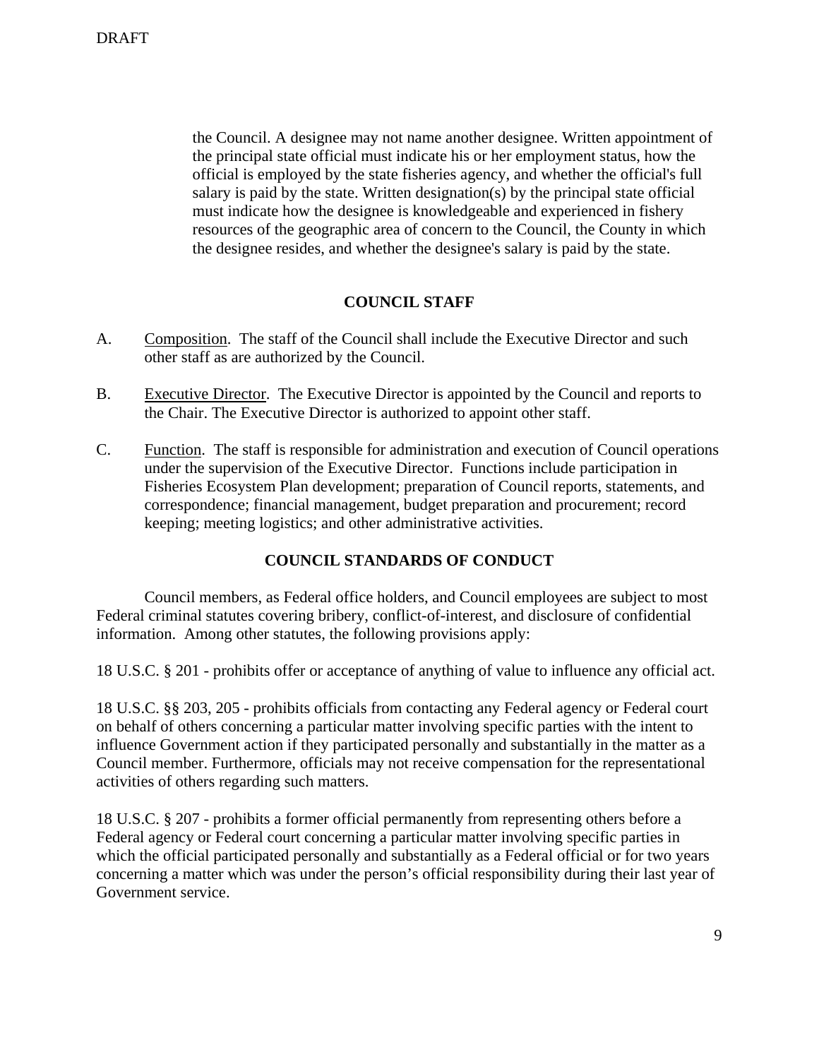the Council. A designee may not name another designee. Written appointment of the principal state official must indicate his or her employment status, how the official is employed by the state fisheries agency, and whether the official's full salary is paid by the state. Written designation(s) by the principal state official must indicate how the designee is knowledgeable and experienced in fishery resources of the geographic area of concern to the Council, the County in which the designee resides, and whether the designee's salary is paid by the state.

## COUNCIL STAFF

A. Composition. The staff of the Council shall include the Executive Director and such other staff as are authorized by the Council.

B. Executive Director. The Executive Director is appointed by the Council and reports to the Chair. The Executive Director is authorized to appoint other staff.

C. Function. The staff is responsible for administration and execution of Council operations under the supervision of the Executive Director. Functions include participation in Fisheries Ecosystem Plan development; preparation of Council reports, statements, and correspondence; financial management, budget preparation and procurement; record keeping; meeting logistics; and other administrative activities.

## COUNCIL STANDARDS OF CONDUCT

Council members, as Federal office holders, and Council employees are subject to most Federal criminal statutes covering bribery, conflict-of-interest, and disclosure of confidential information. Among other statutes, the following provisions apply:

18 U.S.C. § 201 - prohibits offer or acceptance of anything of value to influence any official act.

18 U.S.C. §§ 203, 205 - prohibits officials from contacting any Federal agency or Federal court on behalf of others concerning a particular matter involving specific parties with the intent to influence Government action if they participated personally and substantially in the matter as a Council member. Furthermore, officials may not receive compensation for the representational activities of others regarding such matters.

18 U.S.C. § 207 - prohibits a former official permanently from representing others before a Federal agency or Federal court concerning a particular matter involving specific parties in which the official participated personally and substantially as a Federal official or for two years concerning a matter which was under the person's official responsibility during their last year of Government service.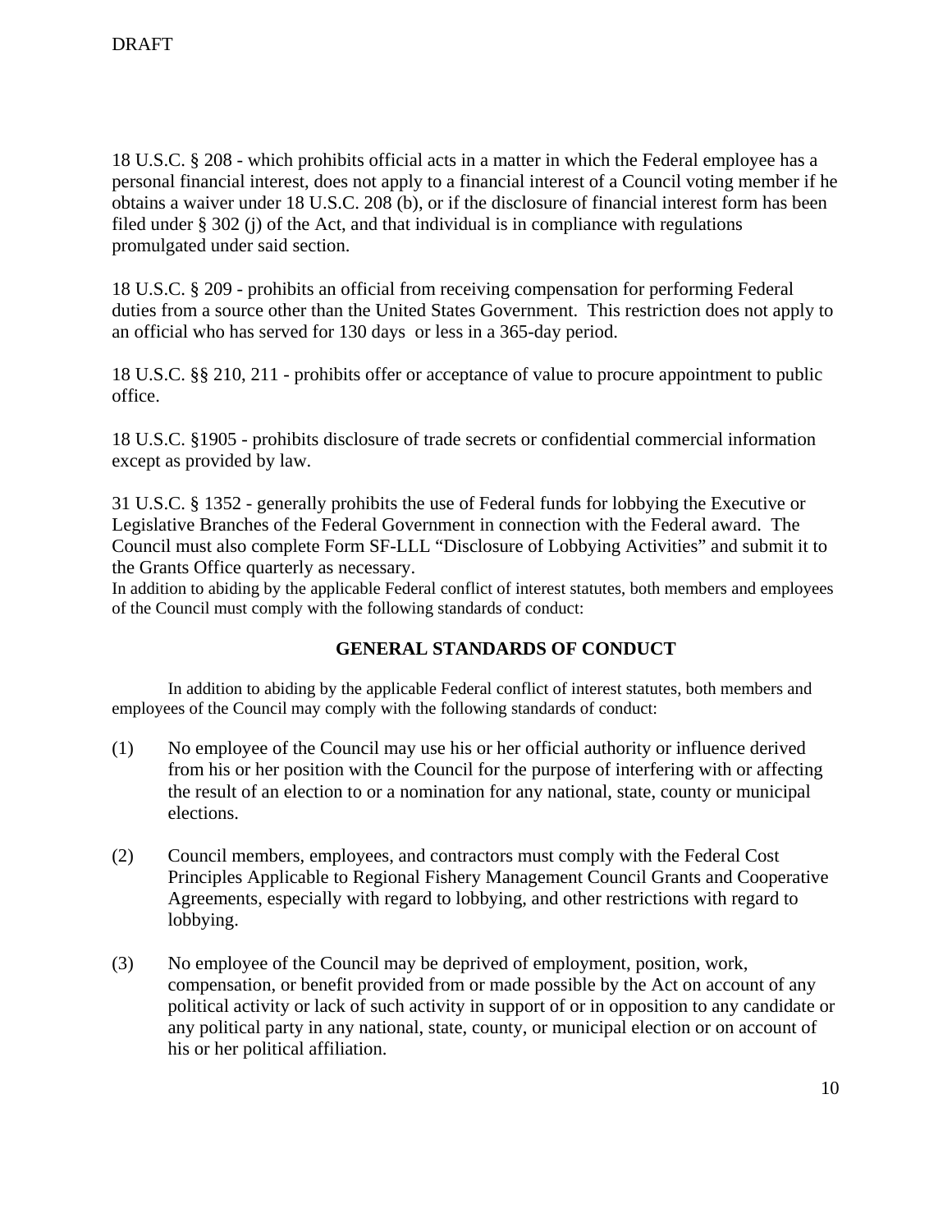18 U.S.C. § 208 - which prohibits official acts in a matter in which the Federal employee has a personal financial interest, does not apply to a financial interest of a Council voting member if he obtains a waiver under 18 U.S.C. 208 (b), or if the disclosure of financial interest form has been filed under § 302 (j) of the Act, and that individual is in compliance with regulations promulgated under said section.

18 U.S.C. § 209 - prohibits an official from receiving compensation for performing Federal duties from a source other than the United States Government. This restriction does not apply to an official who has served for 130 days or less in a 365-day period.

18 U.S.C. §§ 210, 211 - prohibits offer or acceptance of value to procure appointment to public office.

18 U.S.C. §1905 - prohibits disclosure of trade secrets or confidential commercial information except as provided by law.

31 U.S.C. § 1352 - generally prohibits the use of Federal funds for lobbying the Executive or Legislative Branches of the Federal Government in connection with the Federal award. The Council must also complete Form SF-LLL "Disclosure of Lobbying Activities" and submit it to the Grants Office quarterly as necessary.
In addition to abiding by the applicable Federal conflict of interest statutes, both members and employees of the Council must comply with the following standards of conduct:

## GENERAL STANDARDS OF CONDUCT

In addition to abiding by the applicable Federal conflict of interest statutes, both members and employees of the Council may comply with the following standards of conduct:

(1) No employee of the Council may use his or her official authority or influence derived from his or her position with the Council for the purpose of interfering with or affecting the result of an election to or a nomination for any national, state, county or municipal elections.

(2) Council members, employees, and contractors must comply with the Federal Cost Principles Applicable to Regional Fishery Management Council Grants and Cooperative Agreements, especially with regard to lobbying, and other restrictions with regard to lobbying.

(3) No employee of the Council may be deprived of employment, position, work, compensation, or benefit provided from or made possible by the Act on account of any political activity or lack of such activity in support of or in opposition to any candidate or any political party in any national, state, county, or municipal election or on account of his or her political affiliation.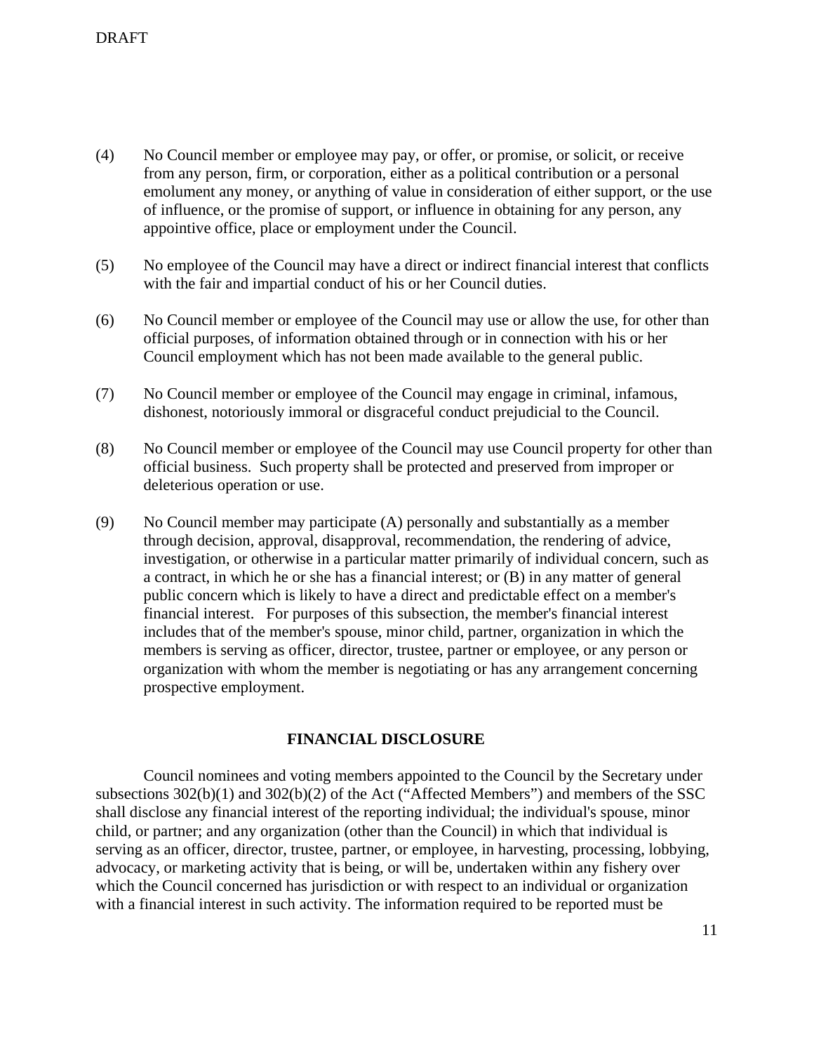(4) No Council member or employee may pay, or offer, or promise, or solicit, or receive from any person, firm, or corporation, either as a political contribution or a personal emolument any money, or anything of value in consideration of either support, or the use of influence, or the promise of support, or influence in obtaining for any person, any appointive office, place or employment under the Council.

(5) No employee of the Council may have a direct or indirect financial interest that conflicts with the fair and impartial conduct of his or her Council duties.

(6) No Council member or employee of the Council may use or allow the use, for other than official purposes, of information obtained through or in connection with his or her Council employment which has not been made available to the general public.

(7) No Council member or employee of the Council may engage in criminal, infamous, dishonest, notoriously immoral or disgraceful conduct prejudicial to the Council.

(8) No Council member or employee of the Council may use Council property for other than official business. Such property shall be protected and preserved from improper or deleterious operation or use.

(9) No Council member may participate (A) personally and substantially as a member through decision, approval, disapproval, recommendation, the rendering of advice, investigation, or otherwise in a particular matter primarily of individual concern, such as a contract, in which he or she has a financial interest; or (B) in any matter of general public concern which is likely to have a direct and predictable effect on a member's financial interest. For purposes of this subsection, the member's financial interest includes that of the member's spouse, minor child, partner, organization in which the members is serving as officer, director, trustee, partner or employee, or any person or organization with whom the member is negotiating or has any arrangement concerning prospective employment.

## FINANCIAL DISCLOSURE

Council nominees and voting members appointed to the Council by the Secretary under subsections 302(b)(1) and 302(b)(2) of the Act ("Affected Members") and members of the SSC shall disclose any financial interest of the reporting individual; the individual's spouse, minor child, or partner; and any organization (other than the Council) in which that individual is serving as an officer, director, trustee, partner, or employee, in harvesting, processing, lobbying, advocacy, or marketing activity that is being, or will be, undertaken within any fishery over which the Council concerned has jurisdiction or with respect to an individual or organization with a financial interest in such activity. The information required to be reported must be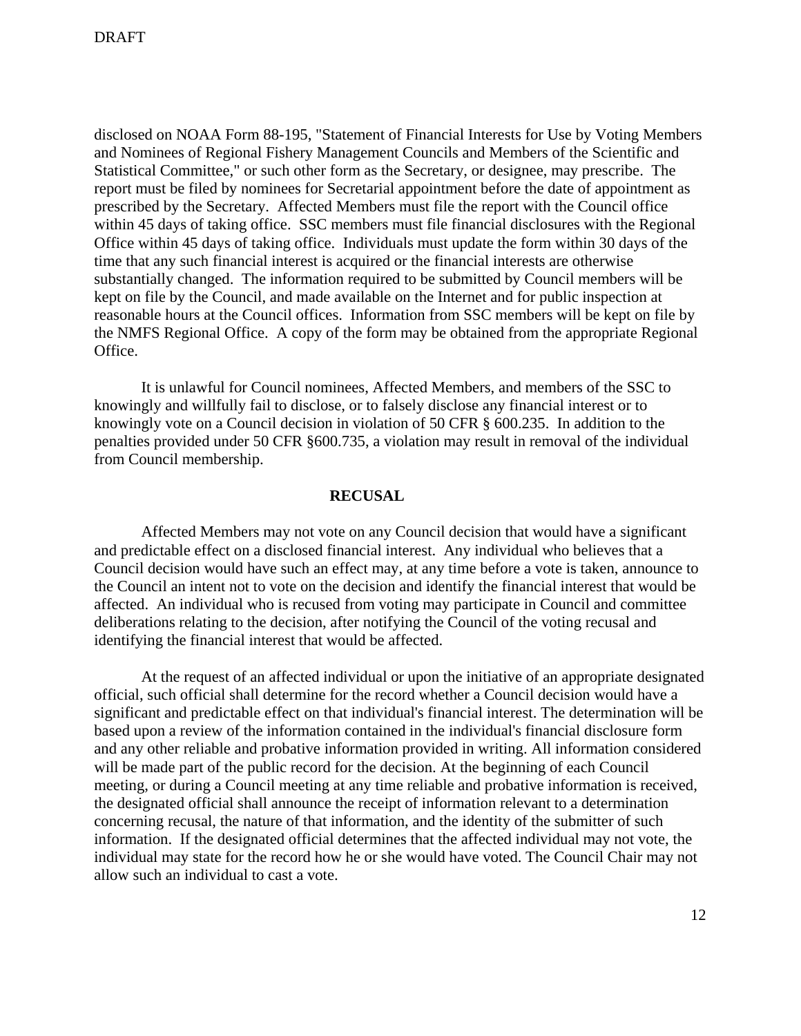disclosed on NOAA Form 88-195, "Statement of Financial Interests for Use by Voting Members and Nominees of Regional Fishery Management Councils and Members of the Scientific and Statistical Committee," or such other form as the Secretary, or designee, may prescribe. The report must be filed by nominees for Secretarial appointment before the date of appointment as prescribed by the Secretary. Affected Members must file the report with the Council office within 45 days of taking office. SSC members must file financial disclosures with the Regional Office within 45 days of taking office. Individuals must update the form within 30 days of the time that any such financial interest is acquired or the financial interests are otherwise substantially changed. The information required to be submitted by Council members will be kept on file by the Council, and made available on the Internet and for public inspection at reasonable hours at the Council offices. Information from SSC members will be kept on file by the NMFS Regional Office. A copy of the form may be obtained from the appropriate Regional Office.

It is unlawful for Council nominees, Affected Members, and members of the SSC to knowingly and willfully fail to disclose, or to falsely disclose any financial interest or to knowingly vote on a Council decision in violation of 50 CFR § 600.235. In addition to the penalties provided under 50 CFR §600.735, a violation may result in removal of the individual from Council membership.

## RECUSAL

Affected Members may not vote on any Council decision that would have a significant and predictable effect on a disclosed financial interest. Any individual who believes that a Council decision would have such an effect may, at any time before a vote is taken, announce to the Council an intent not to vote on the decision and identify the financial interest that would be affected. An individual who is recused from voting may participate in Council and committee deliberations relating to the decision, after notifying the Council of the voting recusal and identifying the financial interest that would be affected.

At the request of an affected individual or upon the initiative of an appropriate designated official, such official shall determine for the record whether a Council decision would have a significant and predictable effect on that individual's financial interest. The determination will be based upon a review of the information contained in the individual's financial disclosure form and any other reliable and probative information provided in writing. All information considered will be made part of the public record for the decision. At the beginning of each Council meeting, or during a Council meeting at any time reliable and probative information is received, the designated official shall announce the receipt of information relevant to a determination concerning recusal, the nature of that information, and the identity of the submitter of such information. If the designated official determines that the affected individual may not vote, the individual may state for the record how he or she would have voted. The Council Chair may not allow such an individual to cast a vote.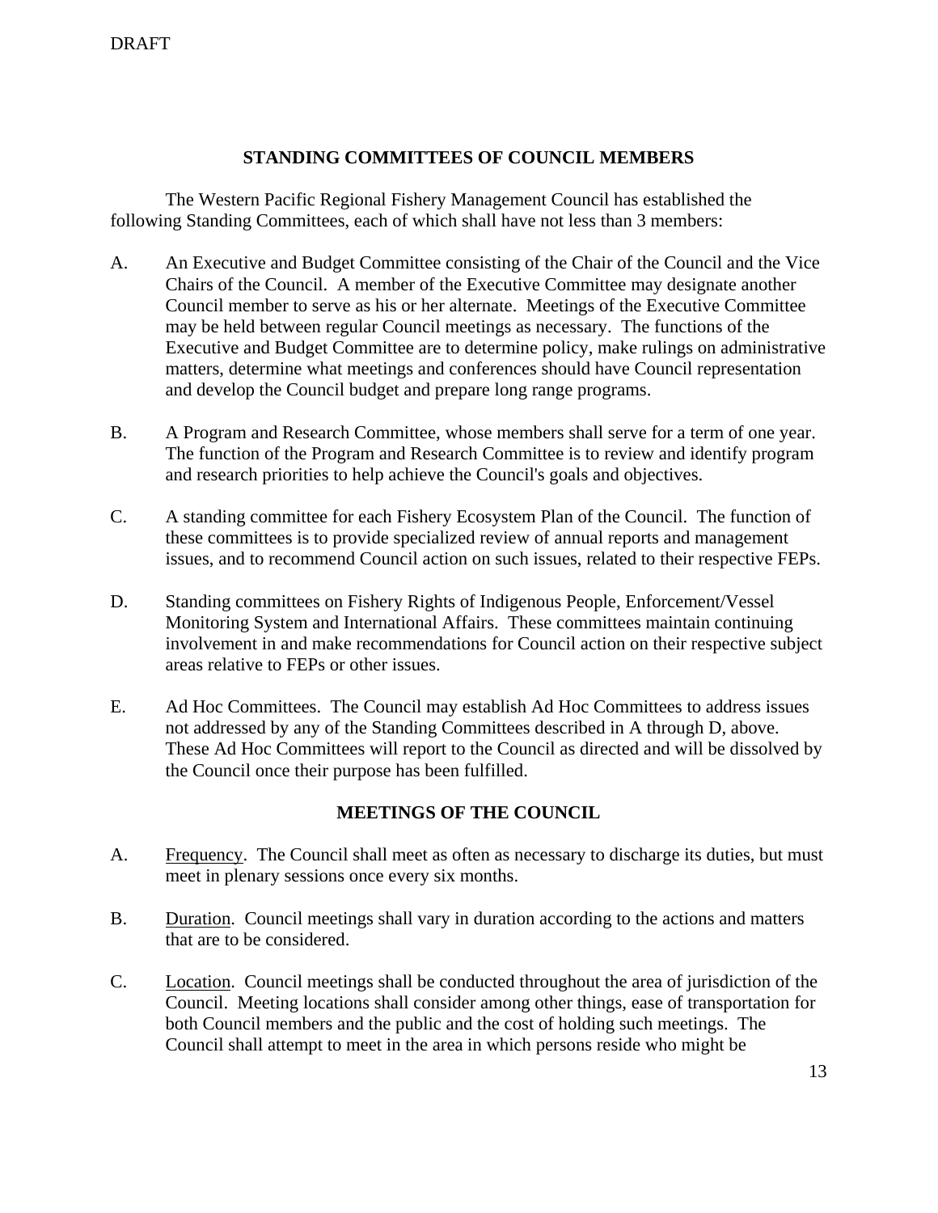DRAFT

## STANDING COMMITTEES OF COUNCIL MEMBERS

The Western Pacific Regional Fishery Management Council has established the following Standing Committees, each of which shall have not less than 3 members:

A. An Executive and Budget Committee consisting of the Chair of the Council and the Vice Chairs of the Council. A member of the Executive Committee may designate another Council member to serve as his or her alternate. Meetings of the Executive Committee may be held between regular Council meetings as necessary. The functions of the Executive and Budget Committee are to determine policy, make rulings on administrative matters, determine what meetings and conferences should have Council representation and develop the Council budget and prepare long range programs.

B. A Program and Research Committee, whose members shall serve for a term of one year. The function of the Program and Research Committee is to review and identify program and research priorities to help achieve the Council's goals and objectives.

C. A standing committee for each Fishery Ecosystem Plan of the Council. The function of these committees is to provide specialized review of annual reports and management issues, and to recommend Council action on such issues, related to their respective FEPs.

D. Standing committees on Fishery Rights of Indigenous People, Enforcement/Vessel Monitoring System and International Affairs. These committees maintain continuing involvement in and make recommendations for Council action on their respective subject areas relative to FEPs or other issues.

E. Ad Hoc Committees. The Council may establish Ad Hoc Committees to address issues not addressed by any of the Standing Committees described in A through D, above. These Ad Hoc Committees will report to the Council as directed and will be dissolved by the Council once their purpose has been fulfilled.

## MEETINGS OF THE COUNCIL

A. <u>Frequency</u>. The Council shall meet as often as necessary to discharge its duties, but must meet in plenary sessions once every six months.

B. <u>Duration</u>. Council meetings shall vary in duration according to the actions and matters that are to be considered.

C. <u>Location</u>. Council meetings shall be conducted throughout the area of jurisdiction of the Council. Meeting locations shall consider among other things, ease of transportation for both Council members and the public and the cost of holding such meetings. The Council shall attempt to meet in the area in which persons reside who might be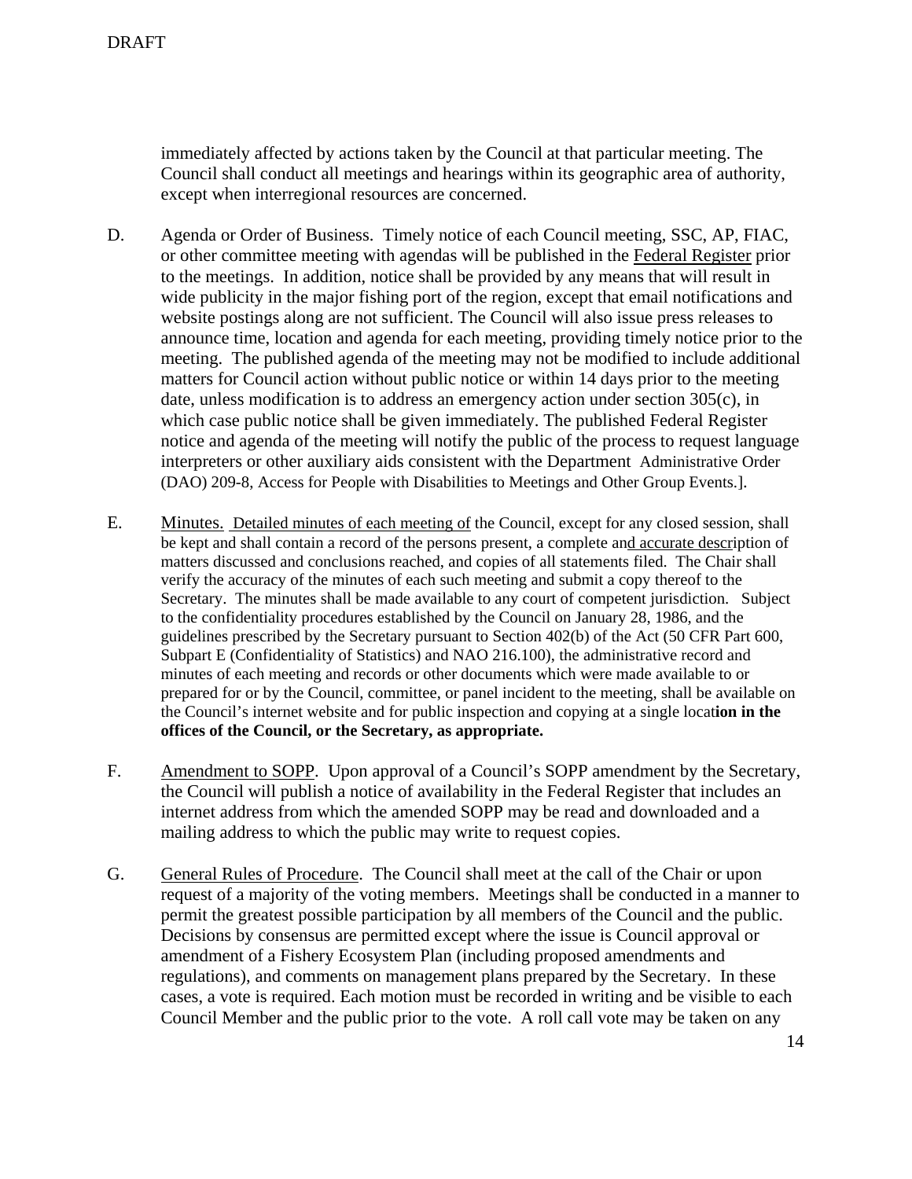immediately affected by actions taken by the Council at that particular meeting. The Council shall conduct all meetings and hearings within its geographic area of authority, except when interregional resources are concerned.

D. Agenda or Order of Business. Timely notice of each Council meeting, SSC, AP, FIAC, or other committee meeting with agendas will be published in the Federal Register prior to the meetings. In addition, notice shall be provided by any means that will result in wide publicity in the major fishing port of the region, except that email notifications and website postings along are not sufficient. The Council will also issue press releases to announce time, location and agenda for each meeting, providing timely notice prior to the meeting. The published agenda of the meeting may not be modified to include additional matters for Council action without public notice or within 14 days prior to the meeting date, unless modification is to address an emergency action under section 305(c), in which case public notice shall be given immediately. The published Federal Register notice and agenda of the meeting will notify the public of the process to request language interpreters or other auxiliary aids consistent with the Department Administrative Order (DAO) 209-8, Access for People with Disabilities to Meetings and Other Group Events.].

E. Minutes. Detailed minutes of each meeting of the Council, except for any closed session, shall be kept and shall contain a record of the persons present, a complete and accurate description of matters discussed and conclusions reached, and copies of all statements filed. The Chair shall verify the accuracy of the minutes of each such meeting and submit a copy thereof to the Secretary. The minutes shall be made available to any court of competent jurisdiction. Subject to the confidentiality procedures established by the Council on January 28, 1986, and the guidelines prescribed by the Secretary pursuant to Section 402(b) of the Act (50 CFR Part 600, Subpart E (Confidentiality of Statistics) and NAO 216.100), the administrative record and minutes of each meeting and records or other documents which were made available to or prepared for or by the Council, committee, or panel incident to the meeting, shall be available on the Council's internet website and for public inspection and copying at a single location **in the offices of the Council, or the Secretary, as appropriate.**

F. Amendment to SOPP. Upon approval of a Council's SOPP amendment by the Secretary, the Council will publish a notice of availability in the Federal Register that includes an internet address from which the amended SOPP may be read and downloaded and a mailing address to which the public may write to request copies.

G. General Rules of Procedure. The Council shall meet at the call of the Chair or upon request of a majority of the voting members. Meetings shall be conducted in a manner to permit the greatest possible participation by all members of the Council and the public. Decisions by consensus are permitted except where the issue is Council approval or amendment of a Fishery Ecosystem Plan (including proposed amendments and regulations), and comments on management plans prepared by the Secretary. In these cases, a vote is required. Each motion must be recorded in writing and be visible to each Council Member and the public prior to the vote. A roll call vote may be taken on any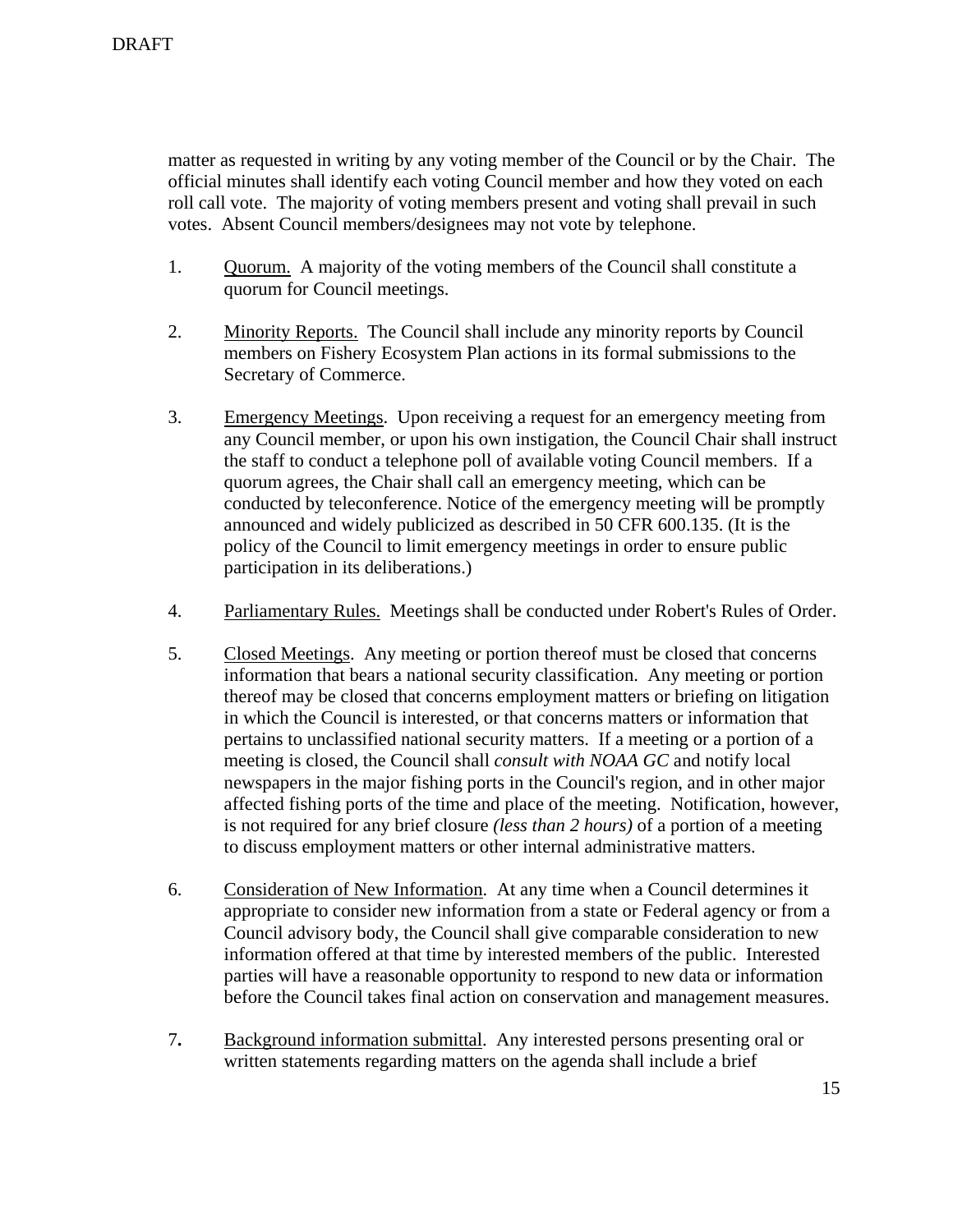matter as requested in writing by any voting member of the Council or by the Chair. The official minutes shall identify each voting Council member and how they voted on each roll call vote. The majority of voting members present and voting shall prevail in such votes. Absent Council members/designees may not vote by telephone.

1. <u>Quorum.</u> A majority of the voting members of the Council shall constitute a quorum for Council meetings.

2. <u>Minority Reports.</u> The Council shall include any minority reports by Council members on Fishery Ecosystem Plan actions in its formal submissions to the Secretary of Commerce.

3. <u>Emergency Meetings</u>. Upon receiving a request for an emergency meeting from any Council member, or upon his own instigation, the Council Chair shall instruct the staff to conduct a telephone poll of available voting Council members. If a quorum agrees, the Chair shall call an emergency meeting, which can be conducted by teleconference. Notice of the emergency meeting will be promptly announced and widely publicized as described in 50 CFR 600.135. (It is the policy of the Council to limit emergency meetings in order to ensure public participation in its deliberations.)

4. <u>Parliamentary Rules.</u> Meetings shall be conducted under Robert's Rules of Order.

5. <u>Closed Meetings</u>. Any meeting or portion thereof must be closed that concerns information that bears a national security classification. Any meeting or portion thereof may be closed that concerns employment matters or briefing on litigation in which the Council is interested, or that concerns matters or information that pertains to unclassified national security matters. If a meeting or a portion of a meeting is closed, the Council shall *consult with NOAA GC* and notify local newspapers in the major fishing ports in the Council's region, and in other major affected fishing ports of the time and place of the meeting. Notification, however, is not required for any brief closure *(less than 2 hours)* of a portion of a meeting to discuss employment matters or other internal administrative matters.

6. <u>Consideration of New Information</u>. At any time when a Council determines it appropriate to consider new information from a state or Federal agency or from a Council advisory body, the Council shall give comparable consideration to new information offered at that time by interested members of the public. Interested parties will have a reasonable opportunity to respond to new data or information before the Council takes final action on conservation and management measures.

7. <u>Background information submittal</u>. Any interested persons presenting oral or written statements regarding matters on the agenda shall include a brief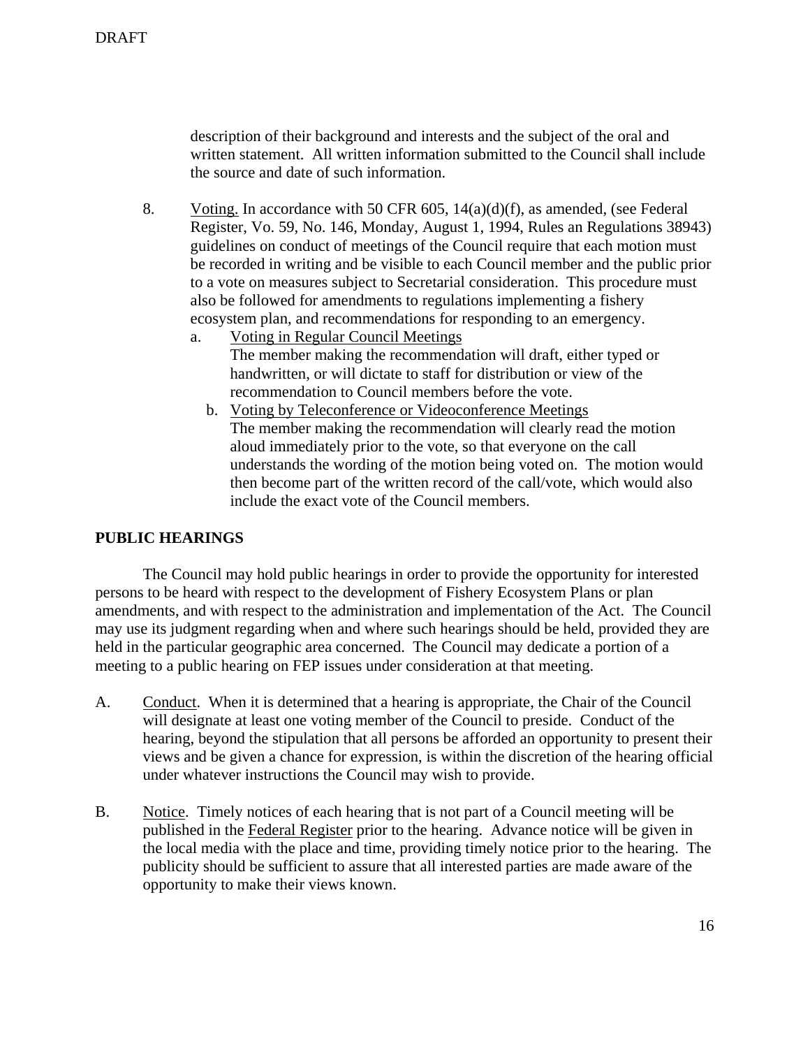description of their background and interests and the subject of the oral and written statement. All written information submitted to the Council shall include the source and date of such information.

8. Voting. In accordance with 50 CFR 605, 14(a)(d)(f), as amended, (see Federal Register, Vo. 59, No. 146, Monday, August 1, 1994, Rules an Regulations 38943) guidelines on conduct of meetings of the Council require that each motion must be recorded in writing and be visible to each Council member and the public prior to a vote on measures subject to Secretarial consideration. This procedure must also be followed for amendments to regulations implementing a fishery ecosystem plan, and recommendations for responding to an emergency.

   a. Voting in Regular Council Meetings
   The member making the recommendation will draft, either typed or handwritten, or will dictate to staff for distribution or view of the recommendation to Council members before the vote.

   b. Voting by Teleconference or Videoconference Meetings
   The member making the recommendation will clearly read the motion aloud immediately prior to the vote, so that everyone on the call understands the wording of the motion being voted on. The motion would then become part of the written record of the call/vote, which would also include the exact vote of the Council members.

**PUBLIC HEARINGS**

The Council may hold public hearings in order to provide the opportunity for interested persons to be heard with respect to the development of Fishery Ecosystem Plans or plan amendments, and with respect to the administration and implementation of the Act. The Council may use its judgment regarding when and where such hearings should be held, provided they are held in the particular geographic area concerned. The Council may dedicate a portion of a meeting to a public hearing on FEP issues under consideration at that meeting.

A. Conduct. When it is determined that a hearing is appropriate, the Chair of the Council will designate at least one voting member of the Council to preside. Conduct of the hearing, beyond the stipulation that all persons be afforded an opportunity to present their views and be given a chance for expression, is within the discretion of the hearing official under whatever instructions the Council may wish to provide.

B. Notice. Timely notices of each hearing that is not part of a Council meeting will be published in the Federal Register prior to the hearing. Advance notice will be given in the local media with the place and time, providing timely notice prior to the hearing. The publicity should be sufficient to assure that all interested parties are made aware of the opportunity to make their views known.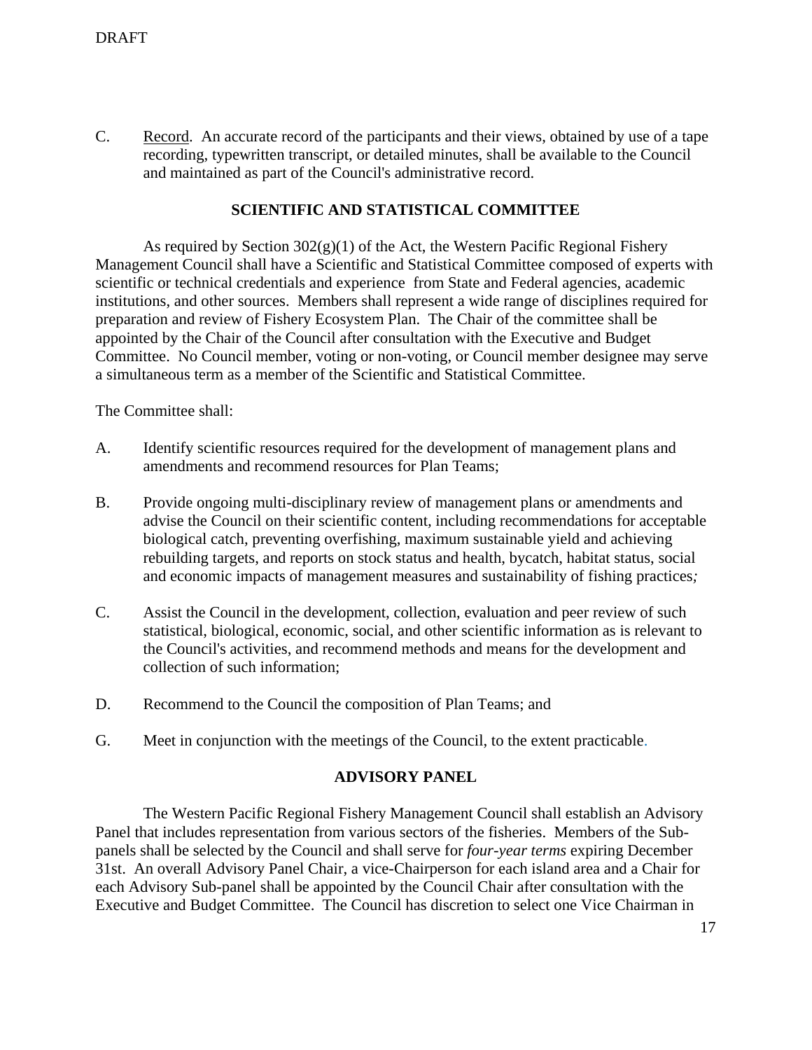DRAFT

C. Record. An accurate record of the participants and their views, obtained by use of a tape recording, typewritten transcript, or detailed minutes, shall be available to the Council and maintained as part of the Council's administrative record.

## SCIENTIFIC AND STATISTICAL COMMITTEE

As required by Section 302(g)(1) of the Act, the Western Pacific Regional Fishery Management Council shall have a Scientific and Statistical Committee composed of experts with scientific or technical credentials and experience from State and Federal agencies, academic institutions, and other sources. Members shall represent a wide range of disciplines required for preparation and review of Fishery Ecosystem Plan. The Chair of the committee shall be appointed by the Chair of the Council after consultation with the Executive and Budget Committee. No Council member, voting or non-voting, or Council member designee may serve a simultaneous term as a member of the Scientific and Statistical Committee.

The Committee shall:

A. Identify scientific resources required for the development of management plans and amendments and recommend resources for Plan Teams;

B. Provide ongoing multi-disciplinary review of management plans or amendments and advise the Council on their scientific content, including recommendations for acceptable biological catch, preventing overfishing, maximum sustainable yield and achieving rebuilding targets, and reports on stock status and health, bycatch, habitat status, social and economic impacts of management measures and sustainability of fishing practices;

C. Assist the Council in the development, collection, evaluation and peer review of such statistical, biological, economic, social, and other scientific information as is relevant to the Council's activities, and recommend methods and means for the development and collection of such information;

D. Recommend to the Council the composition of Plan Teams; and

G. Meet in conjunction with the meetings of the Council, to the extent practicable.

## ADVISORY PANEL

The Western Pacific Regional Fishery Management Council shall establish an Advisory Panel that includes representation from various sectors of the fisheries. Members of the Sub-panels shall be selected by the Council and shall serve for *four-year terms* expiring December 31st. An overall Advisory Panel Chair, a vice-Chairperson for each island area and a Chair for each Advisory Sub-panel shall be appointed by the Council Chair after consultation with the Executive and Budget Committee. The Council has discretion to select one Vice Chairman in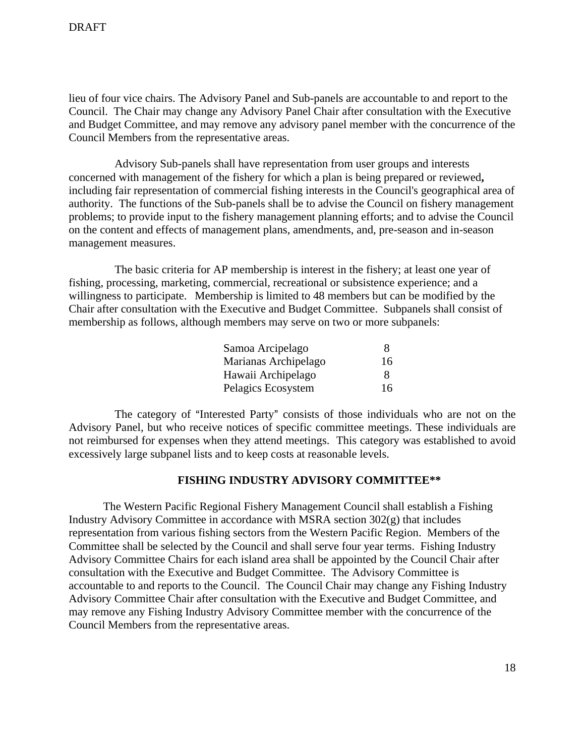lieu of four vice chairs. The Advisory Panel and Sub-panels are accountable to and report to the Council. The Chair may change any Advisory Panel Chair after consultation with the Executive and Budget Committee, and may remove any advisory panel member with the concurrence of the Council Members from the representative areas.

Advisory Sub-panels shall have representation from user groups and interests concerned with management of the fishery for which a plan is being prepared or reviewed**,** including fair representation of commercial fishing interests in the Council's geographical area of authority. The functions of the Sub-panels shall be to advise the Council on fishery management problems; to provide input to the fishery management planning efforts; and to advise the Council on the content and effects of management plans, amendments, and, pre-season and in-season management measures.

The basic criteria for AP membership is interest in the fishery; at least one year of fishing, processing, marketing, commercial, recreational or subsistence experience; and a willingness to participate. Membership is limited to 48 members but can be modified by the Chair after consultation with the Executive and Budget Committee. Subpanels shall consist of membership as follows, although members may serve on two or more subpanels:

| | |
|---|---|
| Samoa Arcipelago | 8 |
| Marianas Archipelago | 16 |
| Hawaii Archipelago | 8 |
| Pelagics Ecosystem | 16 |

The category of "Interested Party" consists of those individuals who are not on the Advisory Panel, but who receive notices of specific committee meetings. These individuals are not reimbursed for expenses when they attend meetings. This category was established to avoid excessively large subpanel lists and to keep costs at reasonable levels.

## FISHING INDUSTRY ADVISORY COMMITTEE**

The Western Pacific Regional Fishery Management Council shall establish a Fishing Industry Advisory Committee in accordance with MSRA section 302(g) that includes representation from various fishing sectors from the Western Pacific Region. Members of the Committee shall be selected by the Council and shall serve four year terms. Fishing Industry Advisory Committee Chairs for each island area shall be appointed by the Council Chair after consultation with the Executive and Budget Committee. The Advisory Committee is accountable to and reports to the Council. The Council Chair may change any Fishing Industry Advisory Committee Chair after consultation with the Executive and Budget Committee, and may remove any Fishing Industry Advisory Committee member with the concurrence of the Council Members from the representative areas.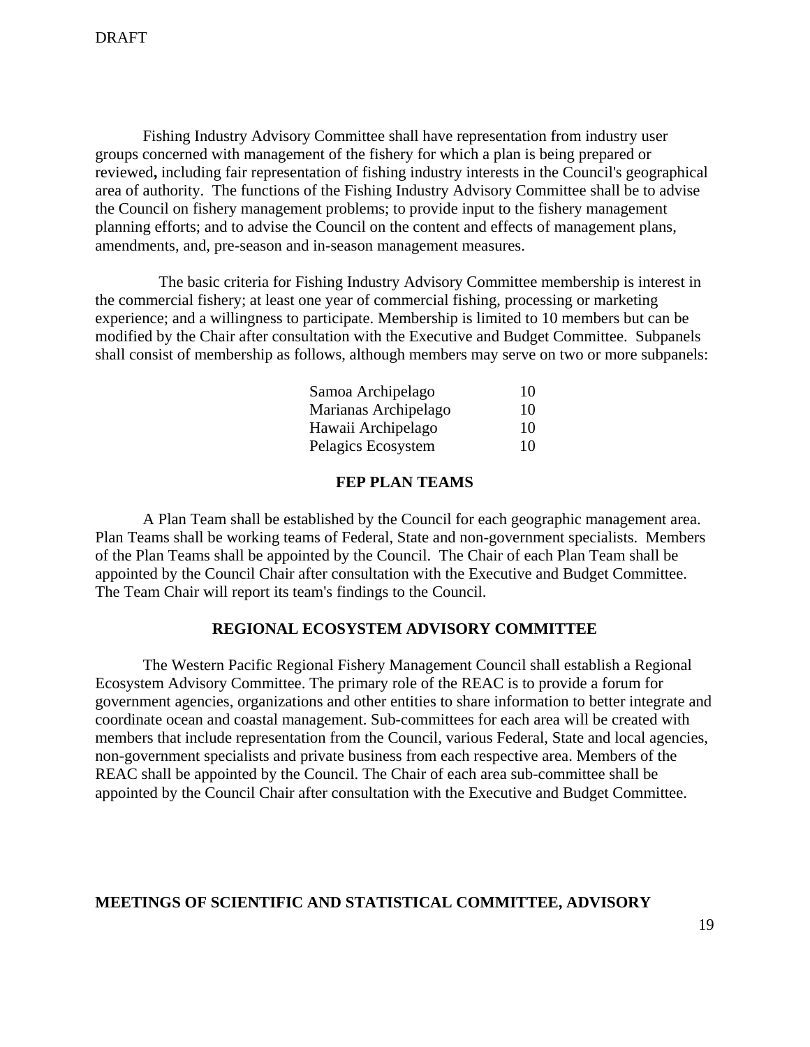Fishing Industry Advisory Committee shall have representation from industry user groups concerned with management of the fishery for which a plan is being prepared or reviewed**,** including fair representation of fishing industry interests in the Council's geographical area of authority. The functions of the Fishing Industry Advisory Committee shall be to advise the Council on fishery management problems; to provide input to the fishery management planning efforts; and to advise the Council on the content and effects of management plans, amendments, and, pre-season and in-season management measures.

The basic criteria for Fishing Industry Advisory Committee membership is interest in the commercial fishery; at least one year of commercial fishing, processing or marketing experience; and a willingness to participate. Membership is limited to 10 members but can be modified by the Chair after consultation with the Executive and Budget Committee. Subpanels shall consist of membership as follows, although members may serve on two or more subpanels:

| | |
|---|---|
| Samoa Archipelago | 10 |
| Marianas Archipelago | 10 |
| Hawaii Archipelago | 10 |
| Pelagics Ecosystem | 10 |

## FEP PLAN TEAMS

A Plan Team shall be established by the Council for each geographic management area. Plan Teams shall be working teams of Federal, State and non-government specialists. Members of the Plan Teams shall be appointed by the Council. The Chair of each Plan Team shall be appointed by the Council Chair after consultation with the Executive and Budget Committee. The Team Chair will report its team's findings to the Council.

## REGIONAL ECOSYSTEM ADVISORY COMMITTEE

The Western Pacific Regional Fishery Management Council shall establish a Regional Ecosystem Advisory Committee. The primary role of the REAC is to provide a forum for government agencies, organizations and other entities to share information to better integrate and coordinate ocean and coastal management. Sub-committees for each area will be created with members that include representation from the Council, various Federal, State and local agencies, non-government specialists and private business from each respective area. Members of the REAC shall be appointed by the Council. The Chair of each area sub-committee shall be appointed by the Council Chair after consultation with the Executive and Budget Committee.

## MEETINGS OF SCIENTIFIC AND STATISTICAL COMMITTEE, ADVISORY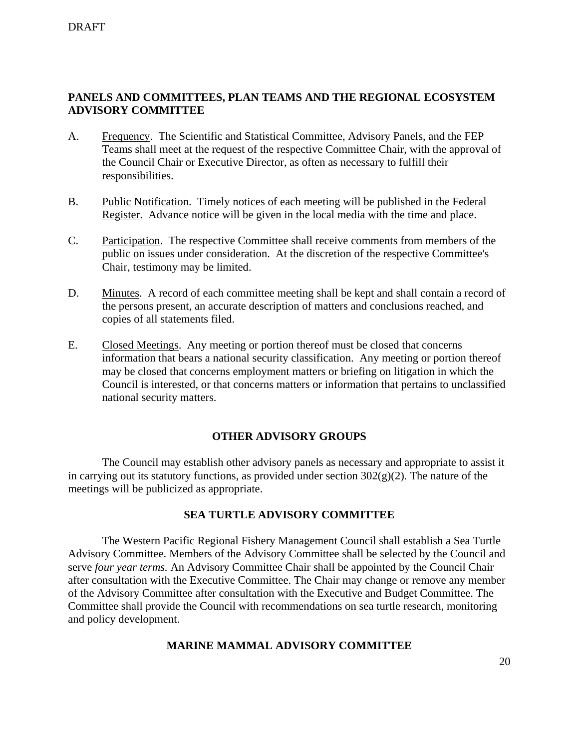## PANELS AND COMMITTEES, PLAN TEAMS AND THE REGIONAL ECOSYSTEM ADVISORY COMMITTEE

A. Frequency. The Scientific and Statistical Committee, Advisory Panels, and the FEP Teams shall meet at the request of the respective Committee Chair, with the approval of the Council Chair or Executive Director, as often as necessary to fulfill their responsibilities.

B. Public Notification. Timely notices of each meeting will be published in the Federal Register. Advance notice will be given in the local media with the time and place.

C. Participation. The respective Committee shall receive comments from members of the public on issues under consideration. At the discretion of the respective Committee's Chair, testimony may be limited.

D. Minutes. A record of each committee meeting shall be kept and shall contain a record of the persons present, an accurate description of matters and conclusions reached, and copies of all statements filed.

E. Closed Meetings. Any meeting or portion thereof must be closed that concerns information that bears a national security classification. Any meeting or portion thereof may be closed that concerns employment matters or briefing on litigation in which the Council is interested, or that concerns matters or information that pertains to unclassified national security matters.

## OTHER ADVISORY GROUPS

The Council may establish other advisory panels as necessary and appropriate to assist it in carrying out its statutory functions, as provided under section 302(g)(2). The nature of the meetings will be publicized as appropriate.

## SEA TURTLE ADVISORY COMMITTEE

The Western Pacific Regional Fishery Management Council shall establish a Sea Turtle Advisory Committee. Members of the Advisory Committee shall be selected by the Council and serve *four year terms.* An Advisory Committee Chair shall be appointed by the Council Chair after consultation with the Executive Committee. The Chair may change or remove any member of the Advisory Committee after consultation with the Executive and Budget Committee. The Committee shall provide the Council with recommendations on sea turtle research, monitoring and policy development.

## MARINE MAMMAL ADVISORY COMMITTEE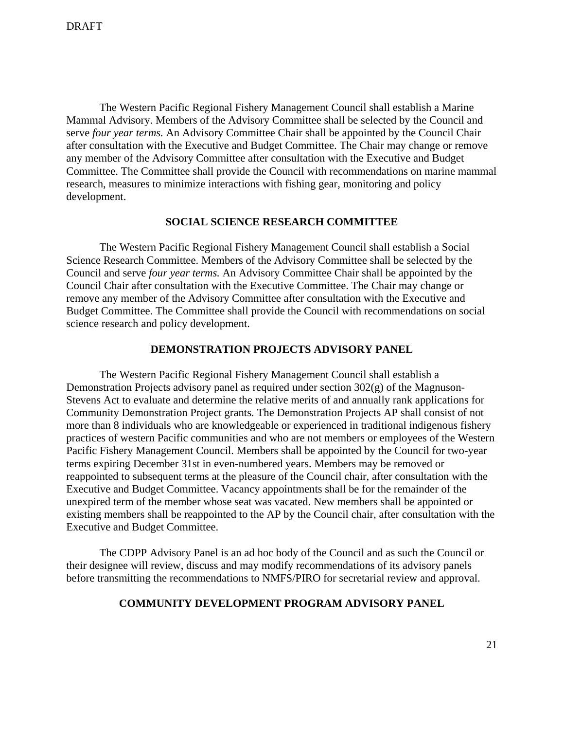The Western Pacific Regional Fishery Management Council shall establish a Marine Mammal Advisory. Members of the Advisory Committee shall be selected by the Council and serve *four year terms.* An Advisory Committee Chair shall be appointed by the Council Chair after consultation with the Executive and Budget Committee. The Chair may change or remove any member of the Advisory Committee after consultation with the Executive and Budget Committee. The Committee shall provide the Council with recommendations on marine mammal research, measures to minimize interactions with fishing gear, monitoring and policy development.

**SOCIAL SCIENCE RESEARCH COMMITTEE**

The Western Pacific Regional Fishery Management Council shall establish a Social Science Research Committee. Members of the Advisory Committee shall be selected by the Council and serve *four year terms.* An Advisory Committee Chair shall be appointed by the Council Chair after consultation with the Executive Committee. The Chair may change or remove any member of the Advisory Committee after consultation with the Executive and Budget Committee. The Committee shall provide the Council with recommendations on social science research and policy development.

**DEMONSTRATION PROJECTS ADVISORY PANEL**

The Western Pacific Regional Fishery Management Council shall establish a Demonstration Projects advisory panel as required under section 302(g) of the Magnuson-Stevens Act to evaluate and determine the relative merits of and annually rank applications for Community Demonstration Project grants. The Demonstration Projects AP shall consist of not more than 8 individuals who are knowledgeable or experienced in traditional indigenous fishery practices of western Pacific communities and who are not members or employees of the Western Pacific Fishery Management Council. Members shall be appointed by the Council for two-year terms expiring December 31st in even-numbered years. Members may be removed or reappointed to subsequent terms at the pleasure of the Council chair, after consultation with the Executive and Budget Committee. Vacancy appointments shall be for the remainder of the unexpired term of the member whose seat was vacated. New members shall be appointed or existing members shall be reappointed to the AP by the Council chair, after consultation with the Executive and Budget Committee.

The CDPP Advisory Panel is an ad hoc body of the Council and as such the Council or their designee will review, discuss and may modify recommendations of its advisory panels before transmitting the recommendations to NMFS/PIRO for secretarial review and approval.

**COMMUNITY DEVELOPMENT PROGRAM ADVISORY PANEL**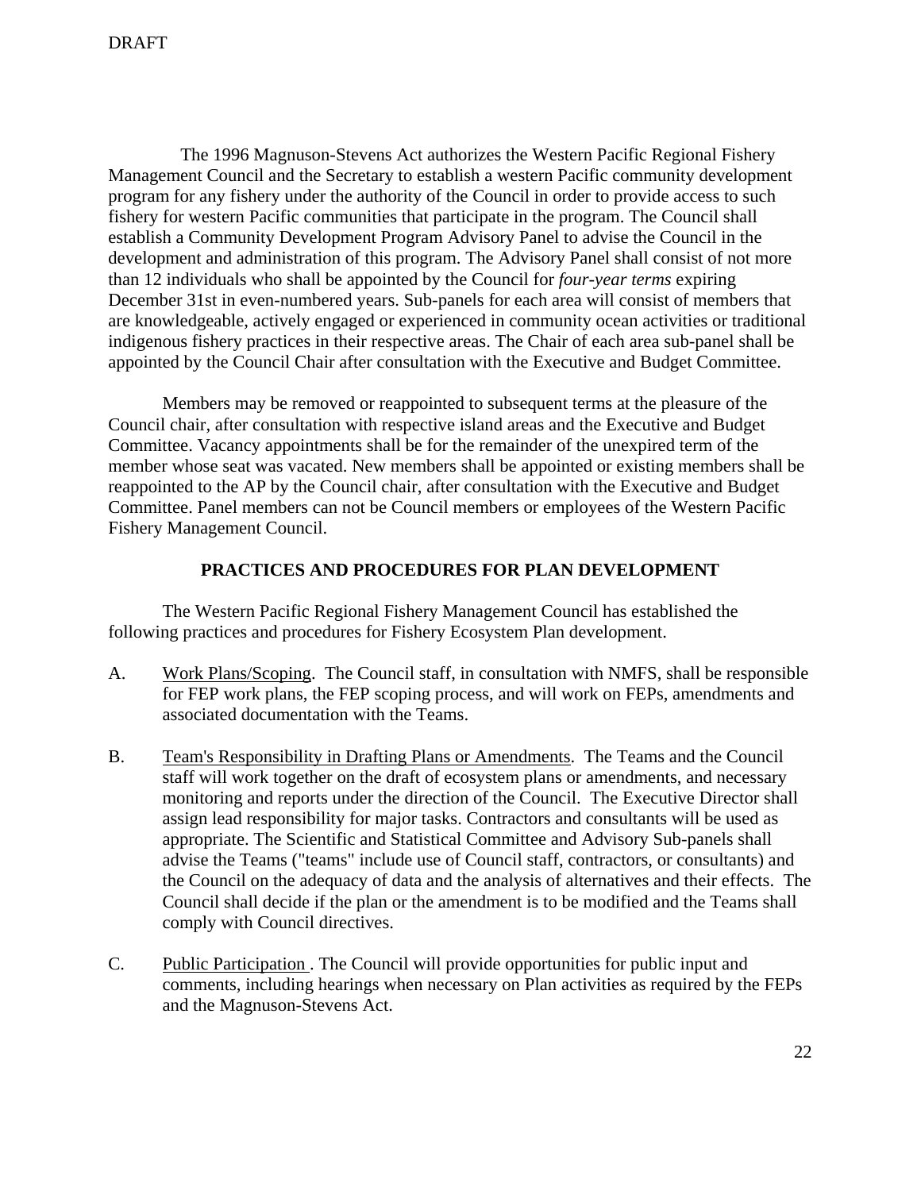The 1996 Magnuson-Stevens Act authorizes the Western Pacific Regional Fishery Management Council and the Secretary to establish a western Pacific community development program for any fishery under the authority of the Council in order to provide access to such fishery for western Pacific communities that participate in the program. The Council shall establish a Community Development Program Advisory Panel to advise the Council in the development and administration of this program. The Advisory Panel shall consist of not more than 12 individuals who shall be appointed by the Council for *four-year terms* expiring December 31st in even-numbered years. Sub-panels for each area will consist of members that are knowledgeable, actively engaged or experienced in community ocean activities or traditional indigenous fishery practices in their respective areas. The Chair of each area sub-panel shall be appointed by the Council Chair after consultation with the Executive and Budget Committee.

Members may be removed or reappointed to subsequent terms at the pleasure of the Council chair, after consultation with respective island areas and the Executive and Budget Committee. Vacancy appointments shall be for the remainder of the unexpired term of the member whose seat was vacated. New members shall be appointed or existing members shall be reappointed to the AP by the Council chair, after consultation with the Executive and Budget Committee. Panel members can not be Council members or employees of the Western Pacific Fishery Management Council.

## PRACTICES AND PROCEDURES FOR PLAN DEVELOPMENT

The Western Pacific Regional Fishery Management Council has established the following practices and procedures for Fishery Ecosystem Plan development.

A. Work Plans/Scoping. The Council staff, in consultation with NMFS, shall be responsible for FEP work plans, the FEP scoping process, and will work on FEPs, amendments and associated documentation with the Teams.

B. Team's Responsibility in Drafting Plans or Amendments. The Teams and the Council staff will work together on the draft of ecosystem plans or amendments, and necessary monitoring and reports under the direction of the Council. The Executive Director shall assign lead responsibility for major tasks. Contractors and consultants will be used as appropriate. The Scientific and Statistical Committee and Advisory Sub-panels shall advise the Teams ("teams" include use of Council staff, contractors, or consultants) and the Council on the adequacy of data and the analysis of alternatives and their effects. The Council shall decide if the plan or the amendment is to be modified and the Teams shall comply with Council directives.

C. Public Participation . The Council will provide opportunities for public input and comments, including hearings when necessary on Plan activities as required by the FEPs and the Magnuson-Stevens Act.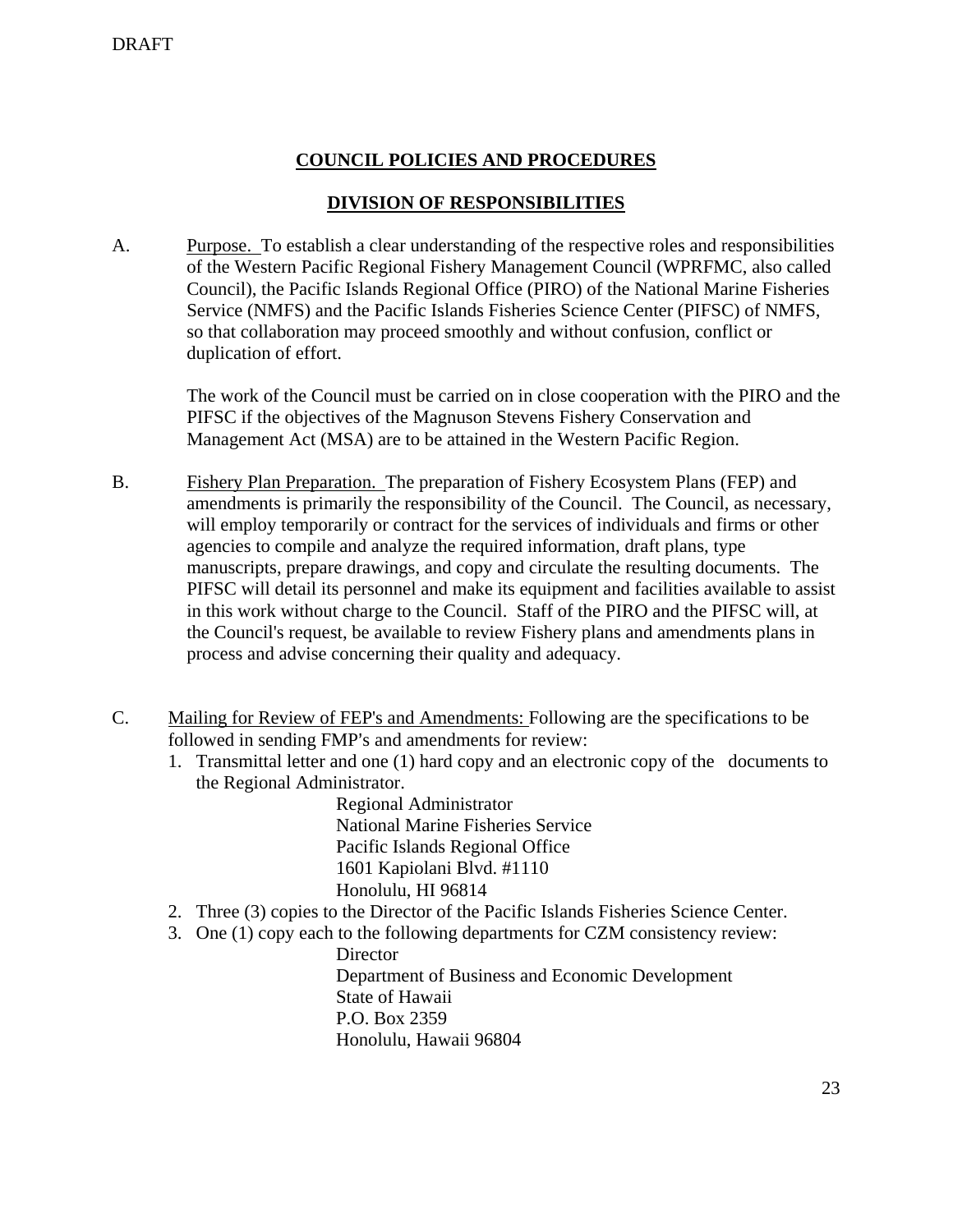DRAFT

## COUNCIL POLICIES AND PROCEDURES

## DIVISION OF RESPONSIBILITIES

A. Purpose. To establish a clear understanding of the respective roles and responsibilities of the Western Pacific Regional Fishery Management Council (WPRFMC, also called Council), the Pacific Islands Regional Office (PIRO) of the National Marine Fisheries Service (NMFS) and the Pacific Islands Fisheries Science Center (PIFSC) of NMFS, so that collaboration may proceed smoothly and without confusion, conflict or duplication of effort.

The work of the Council must be carried on in close cooperation with the PIRO and the PIFSC if the objectives of the Magnuson Stevens Fishery Conservation and Management Act (MSA) are to be attained in the Western Pacific Region.

B. Fishery Plan Preparation. The preparation of Fishery Ecosystem Plans (FEP) and amendments is primarily the responsibility of the Council. The Council, as necessary, will employ temporarily or contract for the services of individuals and firms or other agencies to compile and analyze the required information, draft plans, type manuscripts, prepare drawings, and copy and circulate the resulting documents. The PIFSC will detail its personnel and make its equipment and facilities available to assist in this work without charge to the Council. Staff of the PIRO and the PIFSC will, at the Council's request, be available to review Fishery plans and amendments plans in process and advise concerning their quality and adequacy.

C. Mailing for Review of FEP's and Amendments: Following are the specifications to be followed in sending FMP's and amendments for review:

1. Transmittal letter and one (1) hard copy and an electronic copy of the documents to the Regional Administrator.

   Regional Administrator
   National Marine Fisheries Service
   Pacific Islands Regional Office
   1601 Kapiolani Blvd. #1110
   Honolulu, HI 96814

2. Three (3) copies to the Director of the Pacific Islands Fisheries Science Center.
3. One (1) copy each to the following departments for CZM consistency review:

   Director
   Department of Business and Economic Development
   State of Hawaii
   P.O. Box 2359
   Honolulu, Hawaii 96804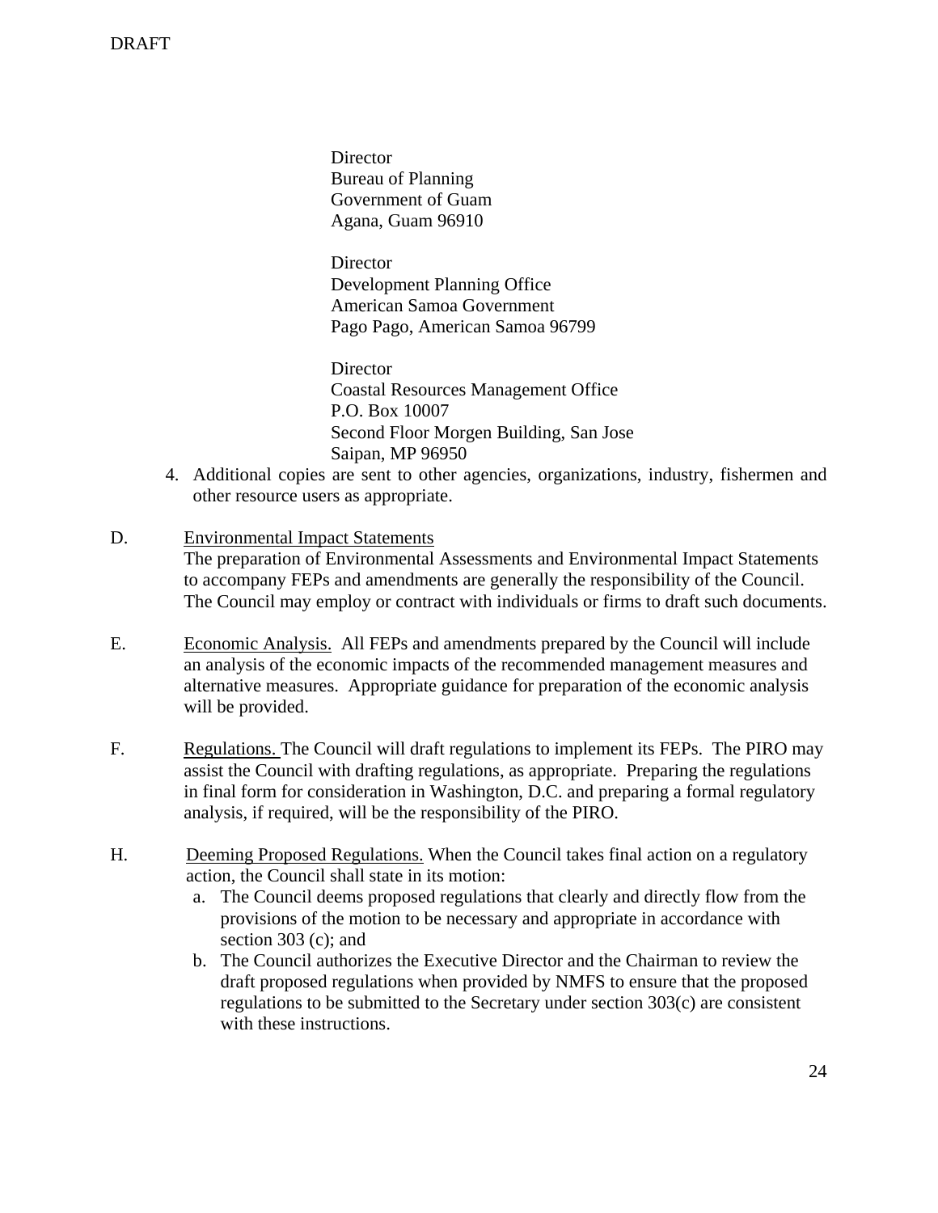Director
Bureau of Planning
Government of Guam
Agana, Guam 96910

Director
Development Planning Office
American Samoa Government
Pago Pago, American Samoa 96799

Director
Coastal Resources Management Office
P.O. Box 10007
Second Floor Morgen Building, San Jose
Saipan, MP 96950

4. Additional copies are sent to other agencies, organizations, industry, fishermen and other resource users as appropriate.

D. Environmental Impact Statements
The preparation of Environmental Assessments and Environmental Impact Statements to accompany FEPs and amendments are generally the responsibility of the Council. The Council may employ or contract with individuals or firms to draft such documents.

E. Economic Analysis. All FEPs and amendments prepared by the Council will include an analysis of the economic impacts of the recommended management measures and alternative measures. Appropriate guidance for preparation of the economic analysis will be provided.

F. Regulations. The Council will draft regulations to implement its FEPs. The PIRO may assist the Council with drafting regulations, as appropriate. Preparing the regulations in final form for consideration in Washington, D.C. and preparing a formal regulatory analysis, if required, will be the responsibility of the PIRO.

H. Deeming Proposed Regulations. When the Council takes final action on a regulatory action, the Council shall state in its motion:

a. The Council deems proposed regulations that clearly and directly flow from the provisions of the motion to be necessary and appropriate in accordance with section 303 (c); and
b. The Council authorizes the Executive Director and the Chairman to review the draft proposed regulations when provided by NMFS to ensure that the proposed regulations to be submitted to the Secretary under section 303(c) are consistent with these instructions.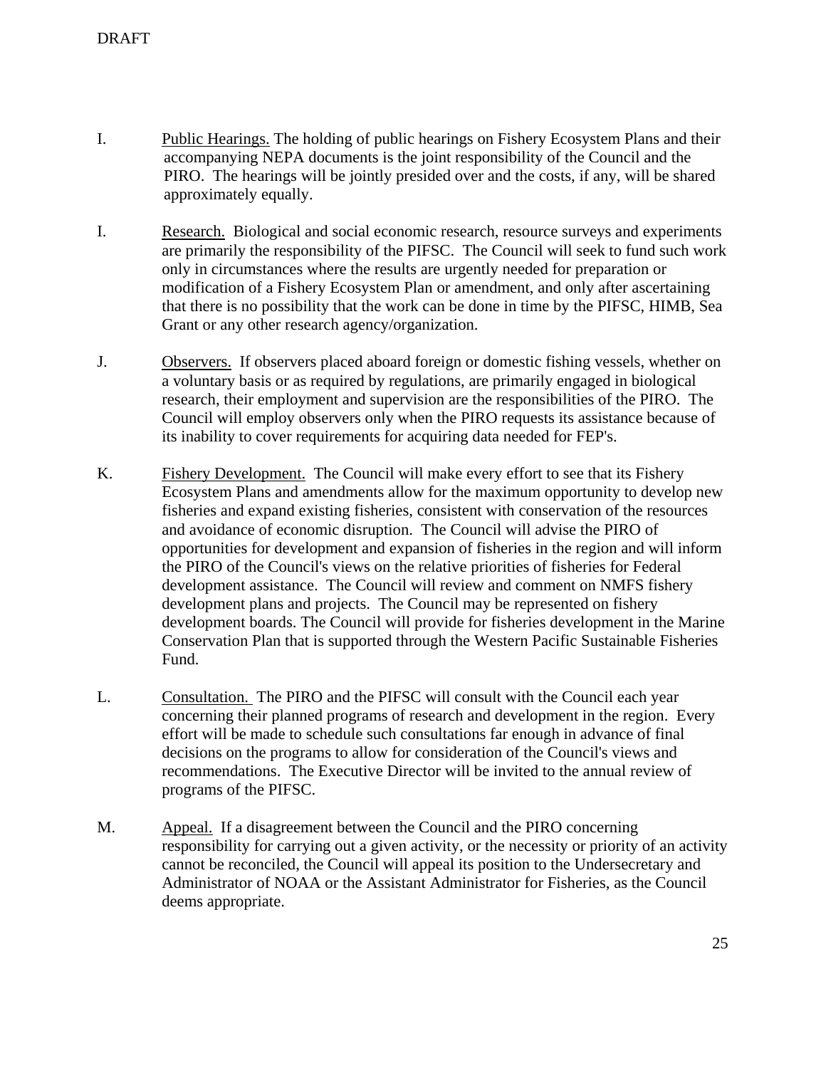DRAFT

I. Public Hearings. The holding of public hearings on Fishery Ecosystem Plans and their accompanying NEPA documents is the joint responsibility of the Council and the PIRO. The hearings will be jointly presided over and the costs, if any, will be shared approximately equally.

I. Research. Biological and social economic research, resource surveys and experiments are primarily the responsibility of the PIFSC. The Council will seek to fund such work only in circumstances where the results are urgently needed for preparation or modification of a Fishery Ecosystem Plan or amendment, and only after ascertaining that there is no possibility that the work can be done in time by the PIFSC, HIMB, Sea Grant or any other research agency/organization.

J. Observers. If observers placed aboard foreign or domestic fishing vessels, whether on a voluntary basis or as required by regulations, are primarily engaged in biological research, their employment and supervision are the responsibilities of the PIRO. The Council will employ observers only when the PIRO requests its assistance because of its inability to cover requirements for acquiring data needed for FEP's.

K. Fishery Development. The Council will make every effort to see that its Fishery Ecosystem Plans and amendments allow for the maximum opportunity to develop new fisheries and expand existing fisheries, consistent with conservation of the resources and avoidance of economic disruption. The Council will advise the PIRO of opportunities for development and expansion of fisheries in the region and will inform the PIRO of the Council's views on the relative priorities of fisheries for Federal development assistance. The Council will review and comment on NMFS fishery development plans and projects. The Council may be represented on fishery development boards. The Council will provide for fisheries development in the Marine Conservation Plan that is supported through the Western Pacific Sustainable Fisheries Fund.

L. Consultation. The PIRO and the PIFSC will consult with the Council each year concerning their planned programs of research and development in the region. Every effort will be made to schedule such consultations far enough in advance of final decisions on the programs to allow for consideration of the Council's views and recommendations. The Executive Director will be invited to the annual review of programs of the PIFSC.

M. Appeal. If a disagreement between the Council and the PIRO concerning responsibility for carrying out a given activity, or the necessity or priority of an activity cannot be reconciled, the Council will appeal its position to the Undersecretary and Administrator of NOAA or the Assistant Administrator for Fisheries, as the Council deems appropriate.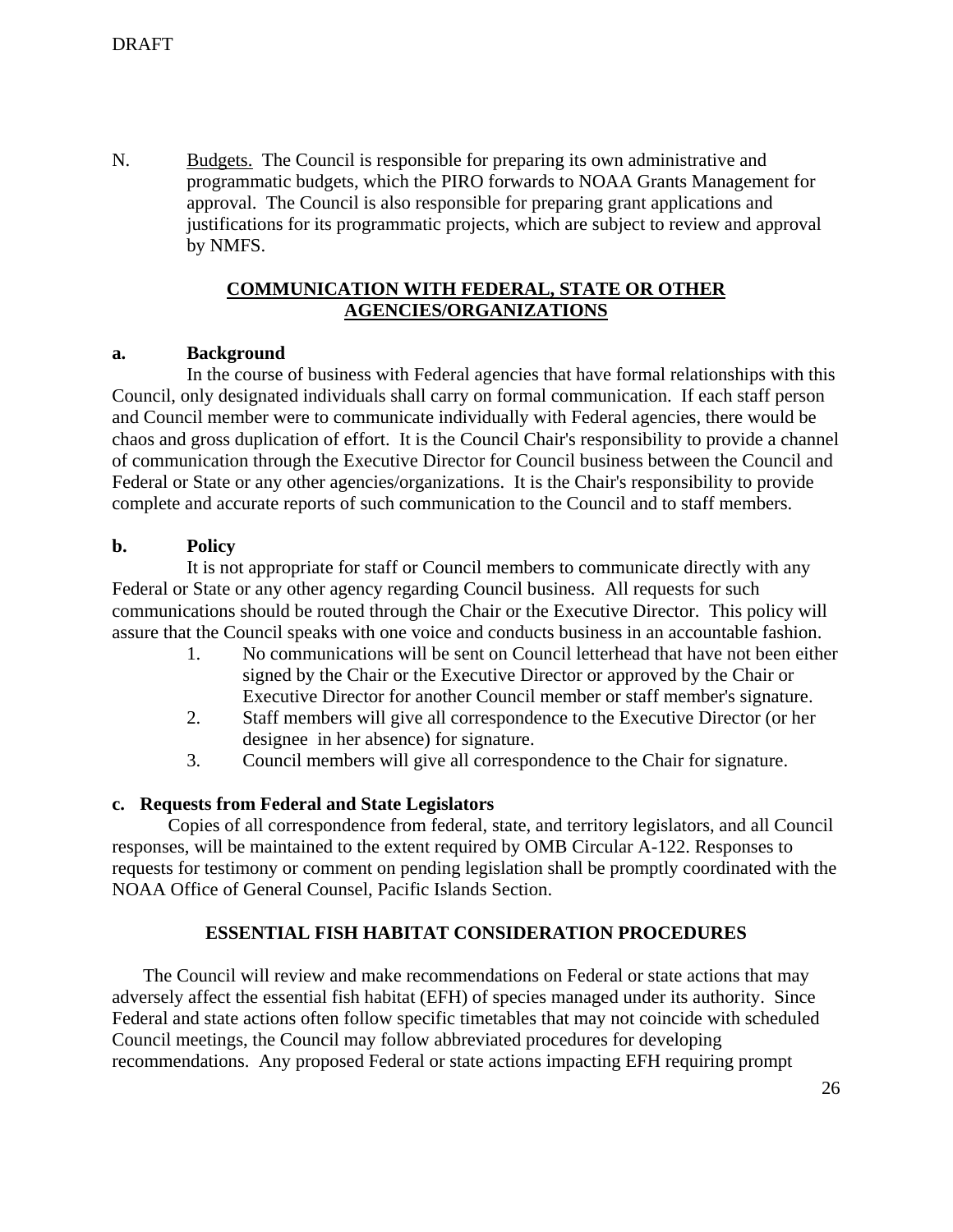N. <u>Budgets.</u> The Council is responsible for preparing its own administrative and programmatic budgets, which the PIRO forwards to NOAA Grants Management for approval. The Council is also responsible for preparing grant applications and justifications for its programmatic projects, which are subject to review and approval by NMFS.

## COMMUNICATION WITH FEDERAL, STATE OR OTHER AGENCIES/ORGANIZATIONS

### a. Background

In the course of business with Federal agencies that have formal relationships with this Council, only designated individuals shall carry on formal communication. If each staff person and Council member were to communicate individually with Federal agencies, there would be chaos and gross duplication of effort. It is the Council Chair's responsibility to provide a channel of communication through the Executive Director for Council business between the Council and Federal or State or any other agencies/organizations. It is the Chair's responsibility to provide complete and accurate reports of such communication to the Council and to staff members.

### b. Policy

It is not appropriate for staff or Council members to communicate directly with any Federal or State or any other agency regarding Council business. All requests for such communications should be routed through the Chair or the Executive Director. This policy will assure that the Council speaks with one voice and conducts business in an accountable fashion.

1. No communications will be sent on Council letterhead that have not been either signed by the Chair or the Executive Director or approved by the Chair or Executive Director for another Council member or staff member's signature.
2. Staff members will give all correspondence to the Executive Director (or her designee in her absence) for signature.
3. Council members will give all correspondence to the Chair for signature.

### c. Requests from Federal and State Legislators

Copies of all correspondence from federal, state, and territory legislators, and all Council responses, will be maintained to the extent required by OMB Circular A-122. Responses to requests for testimony or comment on pending legislation shall be promptly coordinated with the NOAA Office of General Counsel, Pacific Islands Section.

## ESSENTIAL FISH HABITAT CONSIDERATION PROCEDURES

The Council will review and make recommendations on Federal or state actions that may adversely affect the essential fish habitat (EFH) of species managed under its authority. Since Federal and state actions often follow specific timetables that may not coincide with scheduled Council meetings, the Council may follow abbreviated procedures for developing recommendations. Any proposed Federal or state actions impacting EFH requiring prompt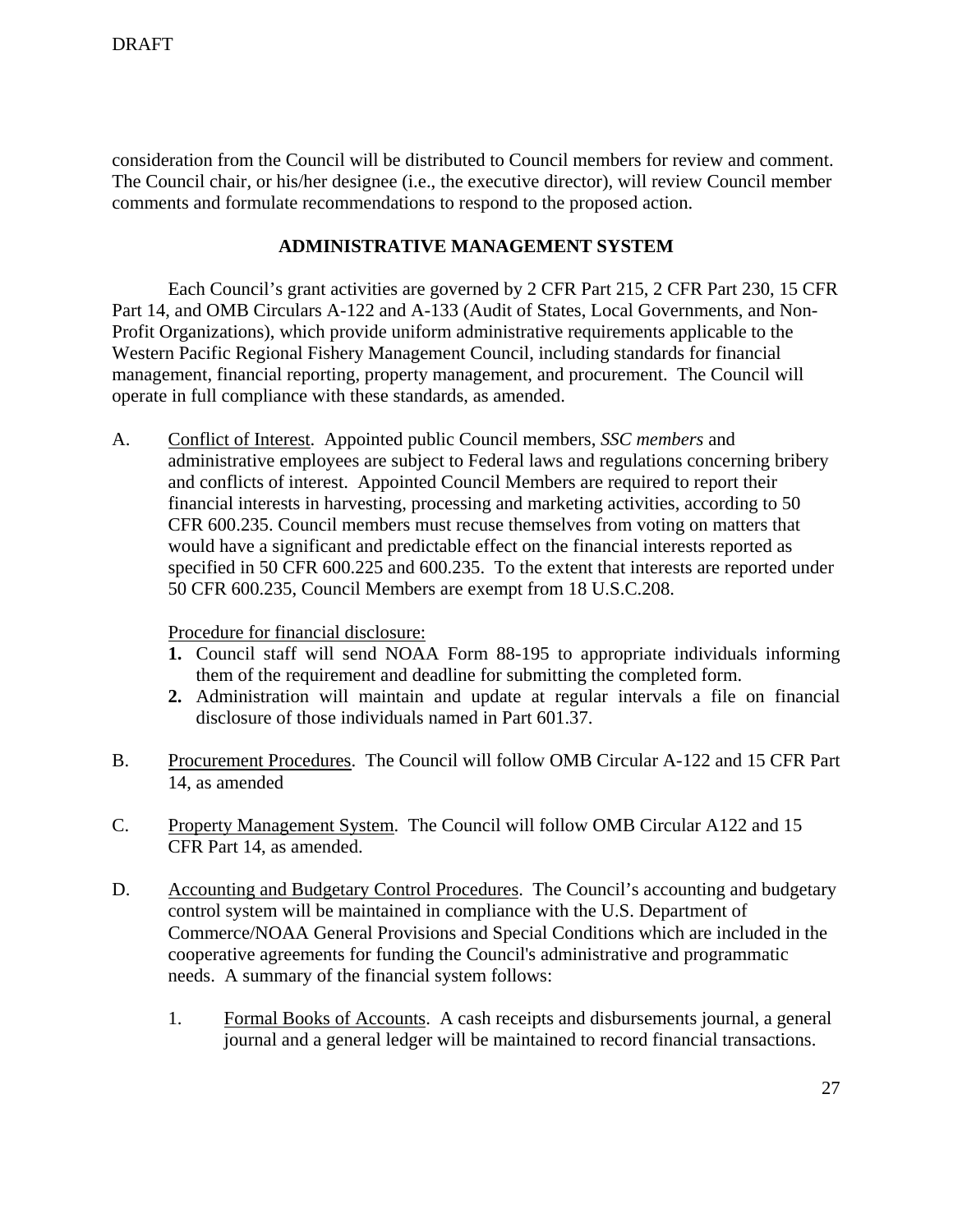consideration from the Council will be distributed to Council members for review and comment. The Council chair, or his/her designee (i.e., the executive director), will review Council member comments and formulate recommendations to respond to the proposed action.

## ADMINISTRATIVE MANAGEMENT SYSTEM

Each Council's grant activities are governed by 2 CFR Part 215, 2 CFR Part 230, 15 CFR Part 14, and OMB Circulars A-122 and A-133 (Audit of States, Local Governments, and Non-Profit Organizations), which provide uniform administrative requirements applicable to the Western Pacific Regional Fishery Management Council, including standards for financial management, financial reporting, property management, and procurement. The Council will operate in full compliance with these standards, as amended.

A. Conflict of Interest. Appointed public Council members, *SSC members* and administrative employees are subject to Federal laws and regulations concerning bribery and conflicts of interest. Appointed Council Members are required to report their financial interests in harvesting, processing and marketing activities, according to 50 CFR 600.235. Council members must recuse themselves from voting on matters that would have a significant and predictable effect on the financial interests reported as specified in 50 CFR 600.225 and 600.235. To the extent that interests are reported under 50 CFR 600.235, Council Members are exempt from 18 U.S.C.208.

   Procedure for financial disclosure:

   **1.** Council staff will send NOAA Form 88-195 to appropriate individuals informing them of the requirement and deadline for submitting the completed form.

   **2.** Administration will maintain and update at regular intervals a file on financial disclosure of those individuals named in Part 601.37.

B. Procurement Procedures. The Council will follow OMB Circular A-122 and 15 CFR Part 14, as amended

C. Property Management System. The Council will follow OMB Circular A122 and 15 CFR Part 14, as amended.

D. Accounting and Budgetary Control Procedures. The Council's accounting and budgetary control system will be maintained in compliance with the U.S. Department of Commerce/NOAA General Provisions and Special Conditions which are included in the cooperative agreements for funding the Council's administrative and programmatic needs. A summary of the financial system follows:

   1. Formal Books of Accounts. A cash receipts and disbursements journal, a general journal and a general ledger will be maintained to record financial transactions.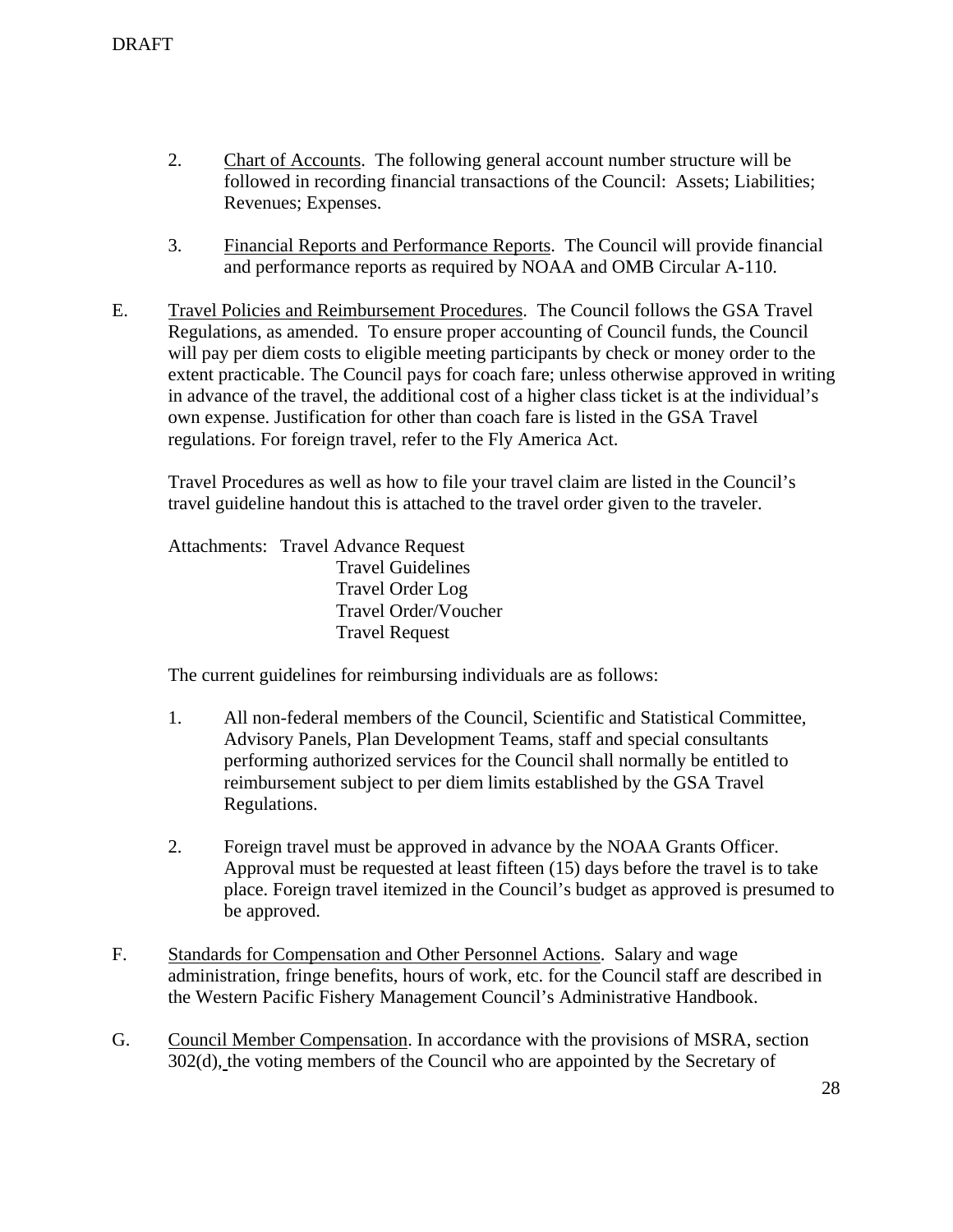2. <u>Chart of Accounts</u>. The following general account number structure will be followed in recording financial transactions of the Council: Assets; Liabilities; Revenues; Expenses.

3. <u>Financial Reports and Performance Reports</u>. The Council will provide financial and performance reports as required by NOAA and OMB Circular A-110.

E. <u>Travel Policies and Reimbursement Procedures</u>. The Council follows the GSA Travel Regulations, as amended. To ensure proper accounting of Council funds, the Council will pay per diem costs to eligible meeting participants by check or money order to the extent practicable. The Council pays for coach fare; unless otherwise approved in writing in advance of the travel, the additional cost of a higher class ticket is at the individual's own expense. Justification for other than coach fare is listed in the GSA Travel regulations. For foreign travel, refer to the Fly America Act.

Travel Procedures as well as how to file your travel claim are listed in the Council's travel guideline handout this is attached to the travel order given to the traveler.

Attachments: Travel Advance Request
Travel Guidelines
Travel Order Log
Travel Order/Voucher
Travel Request

The current guidelines for reimbursing individuals are as follows:

1. All non-federal members of the Council, Scientific and Statistical Committee, Advisory Panels, Plan Development Teams, staff and special consultants performing authorized services for the Council shall normally be entitled to reimbursement subject to per diem limits established by the GSA Travel Regulations.

2. Foreign travel must be approved in advance by the NOAA Grants Officer. Approval must be requested at least fifteen (15) days before the travel is to take place. Foreign travel itemized in the Council's budget as approved is presumed to be approved.

F. <u>Standards for Compensation and Other Personnel Actions</u>. Salary and wage administration, fringe benefits, hours of work, etc. for the Council staff are described in the Western Pacific Fishery Management Council's Administrative Handbook.

G. <u>Council Member Compensation</u>. In accordance with the provisions of MSRA, section 302(d), the voting members of the Council who are appointed by the Secretary of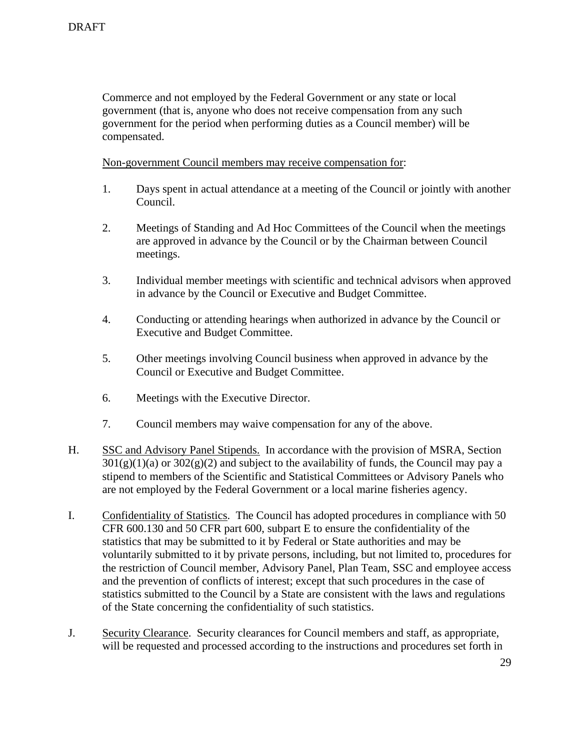Commerce and not employed by the Federal Government or any state or local government (that is, anyone who does not receive compensation from any such government for the period when performing duties as a Council member) will be compensated.

Non-government Council members may receive compensation for:

1. Days spent in actual attendance at a meeting of the Council or jointly with another Council.

2. Meetings of Standing and Ad Hoc Committees of the Council when the meetings are approved in advance by the Council or by the Chairman between Council meetings.

3. Individual member meetings with scientific and technical advisors when approved in advance by the Council or Executive and Budget Committee.

4. Conducting or attending hearings when authorized in advance by the Council or Executive and Budget Committee.

5. Other meetings involving Council business when approved in advance by the Council or Executive and Budget Committee.

6. Meetings with the Executive Director.

7. Council members may waive compensation for any of the above.

H. SSC and Advisory Panel Stipends. In accordance with the provision of MSRA, Section 301(g)(1)(a) or 302(g)(2) and subject to the availability of funds, the Council may pay a stipend to members of the Scientific and Statistical Committees or Advisory Panels who are not employed by the Federal Government or a local marine fisheries agency.

I. Confidentiality of Statistics. The Council has adopted procedures in compliance with 50 CFR 600.130 and 50 CFR part 600, subpart E to ensure the confidentiality of the statistics that may be submitted to it by Federal or State authorities and may be voluntarily submitted to it by private persons, including, but not limited to, procedures for the restriction of Council member, Advisory Panel, Plan Team, SSC and employee access and the prevention of conflicts of interest; except that such procedures in the case of statistics submitted to the Council by a State are consistent with the laws and regulations of the State concerning the confidentiality of such statistics.

J. Security Clearance. Security clearances for Council members and staff, as appropriate, will be requested and processed according to the instructions and procedures set forth in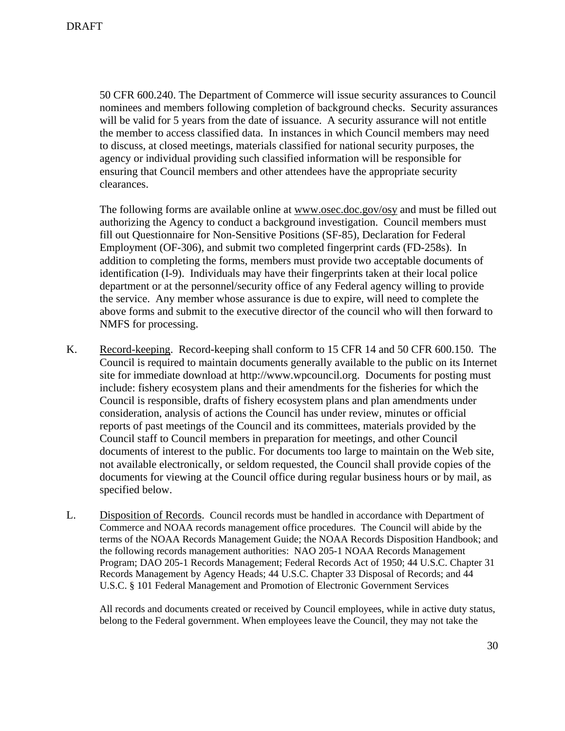50 CFR 600.240. The Department of Commerce will issue security assurances to Council nominees and members following completion of background checks. Security assurances will be valid for 5 years from the date of issuance. A security assurance will not entitle the member to access classified data. In instances in which Council members may need to discuss, at closed meetings, materials classified for national security purposes, the agency or individual providing such classified information will be responsible for ensuring that Council members and other attendees have the appropriate security clearances.

The following forms are available online at www.osec.doc.gov/osy and must be filled out authorizing the Agency to conduct a background investigation. Council members must fill out Questionnaire for Non-Sensitive Positions (SF-85), Declaration for Federal Employment (OF-306), and submit two completed fingerprint cards (FD-258s). In addition to completing the forms, members must provide two acceptable documents of identification (I-9). Individuals may have their fingerprints taken at their local police department or at the personnel/security office of any Federal agency willing to provide the service. Any member whose assurance is due to expire, will need to complete the above forms and submit to the executive director of the council who will then forward to NMFS for processing.

K. Record-keeping. Record-keeping shall conform to 15 CFR 14 and 50 CFR 600.150. The Council is required to maintain documents generally available to the public on its Internet site for immediate download at http://www.wpcouncil.org. Documents for posting must include: fishery ecosystem plans and their amendments for the fisheries for which the Council is responsible, drafts of fishery ecosystem plans and plan amendments under consideration, analysis of actions the Council has under review, minutes or official reports of past meetings of the Council and its committees, materials provided by the Council staff to Council members in preparation for meetings, and other Council documents of interest to the public. For documents too large to maintain on the Web site, not available electronically, or seldom requested, the Council shall provide copies of the documents for viewing at the Council office during regular business hours or by mail, as specified below.

L. Disposition of Records. Council records must be handled in accordance with Department of Commerce and NOAA records management office procedures. The Council will abide by the terms of the NOAA Records Management Guide; the NOAA Records Disposition Handbook; and the following records management authorities: NAO 205-1 NOAA Records Management Program; DAO 205-1 Records Management; Federal Records Act of 1950; 44 U.S.C. Chapter 31 Records Management by Agency Heads; 44 U.S.C. Chapter 33 Disposal of Records; and 44 U.S.C. § 101 Federal Management and Promotion of Electronic Government Services

All records and documents created or received by Council employees, while in active duty status, belong to the Federal government. When employees leave the Council, they may not take the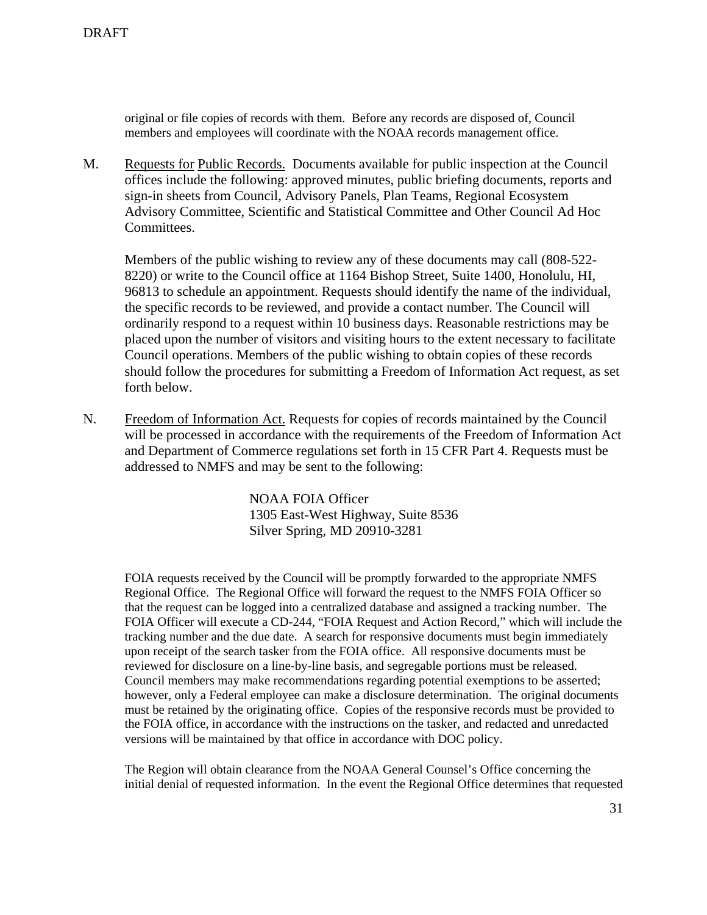original or file copies of records with them. Before any records are disposed of, Council members and employees will coordinate with the NOAA records management office.

M. Requests for Public Records. Documents available for public inspection at the Council offices include the following: approved minutes, public briefing documents, reports and sign-in sheets from Council, Advisory Panels, Plan Teams, Regional Ecosystem Advisory Committee, Scientific and Statistical Committee and Other Council Ad Hoc Committees.

Members of the public wishing to review any of these documents may call (808-522-8220) or write to the Council office at 1164 Bishop Street, Suite 1400, Honolulu, HI, 96813 to schedule an appointment. Requests should identify the name of the individual, the specific records to be reviewed, and provide a contact number. The Council will ordinarily respond to a request within 10 business days. Reasonable restrictions may be placed upon the number of visitors and visiting hours to the extent necessary to facilitate Council operations. Members of the public wishing to obtain copies of these records should follow the procedures for submitting a Freedom of Information Act request, as set forth below.

N. Freedom of Information Act. Requests for copies of records maintained by the Council will be processed in accordance with the requirements of the Freedom of Information Act and Department of Commerce regulations set forth in 15 CFR Part 4. Requests must be addressed to NMFS and may be sent to the following:

NOAA FOIA Officer
1305 East-West Highway, Suite 8536
Silver Spring, MD 20910-3281

FOIA requests received by the Council will be promptly forwarded to the appropriate NMFS Regional Office. The Regional Office will forward the request to the NMFS FOIA Officer so that the request can be logged into a centralized database and assigned a tracking number. The FOIA Officer will execute a CD-244, "FOIA Request and Action Record," which will include the tracking number and the due date. A search for responsive documents must begin immediately upon receipt of the search tasker from the FOIA office. All responsive documents must be reviewed for disclosure on a line-by-line basis, and segregable portions must be released. Council members may make recommendations regarding potential exemptions to be asserted; however, only a Federal employee can make a disclosure determination. The original documents must be retained by the originating office. Copies of the responsive records must be provided to the FOIA office, in accordance with the instructions on the tasker, and redacted and unredacted versions will be maintained by that office in accordance with DOC policy.

The Region will obtain clearance from the NOAA General Counsel's Office concerning the initial denial of requested information. In the event the Regional Office determines that requested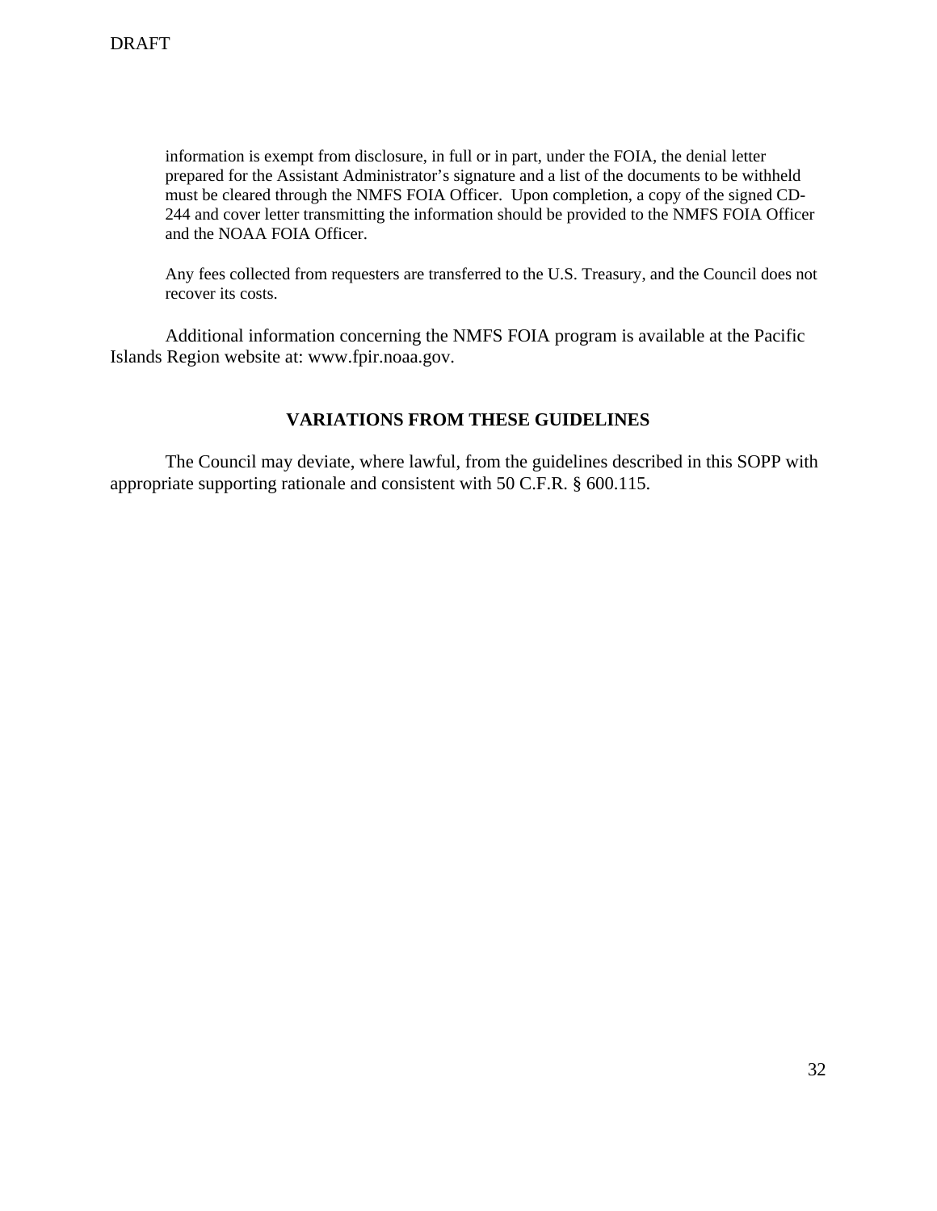information is exempt from disclosure, in full or in part, under the FOIA, the denial letter prepared for the Assistant Administrator's signature and a list of the documents to be withheld must be cleared through the NMFS FOIA Officer. Upon completion, a copy of the signed CD-244 and cover letter transmitting the information should be provided to the NMFS FOIA Officer and the NOAA FOIA Officer.

Any fees collected from requesters are transferred to the U.S. Treasury, and the Council does not recover its costs.

Additional information concerning the NMFS FOIA program is available at the Pacific Islands Region website at: www.fpir.noaa.gov.

## VARIATIONS FROM THESE GUIDELINES

The Council may deviate, where lawful, from the guidelines described in this SOPP with appropriate supporting rationale and consistent with 50 C.F.R. § 600.115.